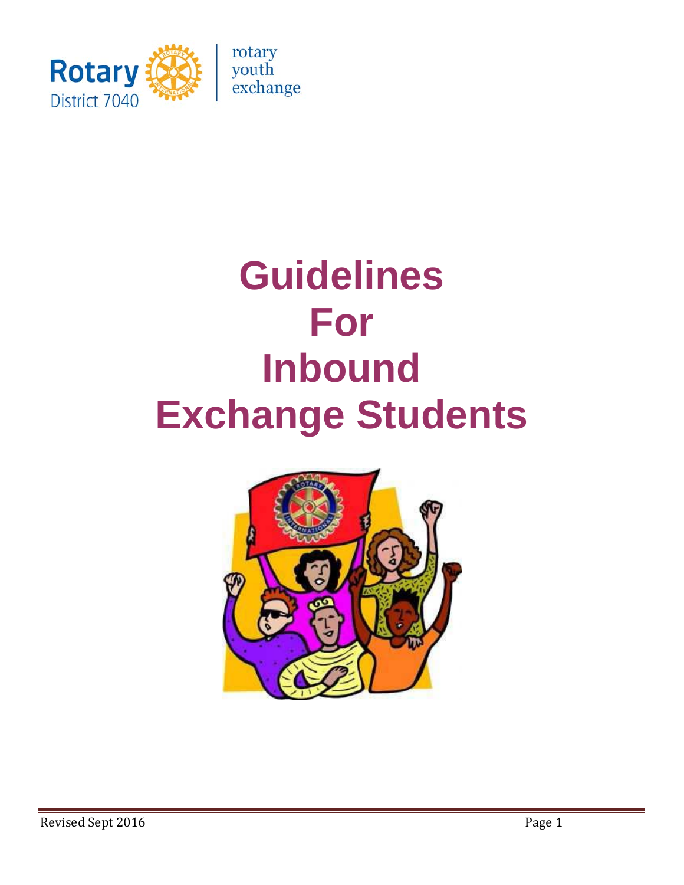Rotary District 7040

rotary youth exchange

# Guidelines For Inbound Exchange Students

Revised Sept 2016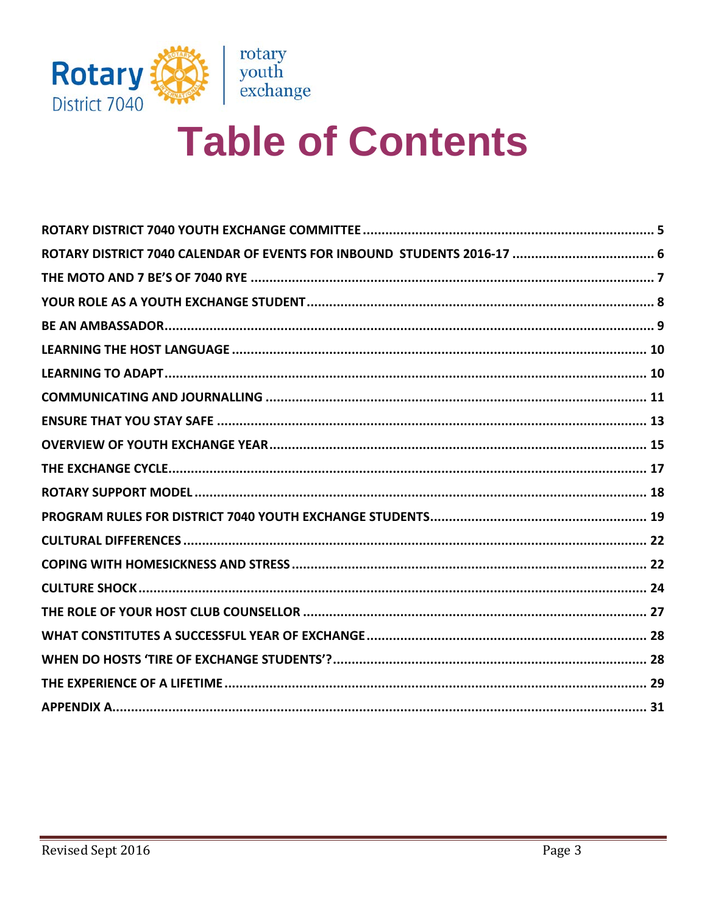# Table of Contents

ROTARY DISTRICT 7040 YOUTH EXCHANGE COMMITTEE ..... 5
ROTARY DISTRICT 7040 CALENDAR OF EVENTS FOR INBOUND STUDENTS 2016-17 ..... 6
THE MOTO AND 7 BE'S OF 7040 RYE ..... 7
YOUR ROLE AS A YOUTH EXCHANGE STUDENT ..... 8
BE AN AMBASSADOR ..... 9
LEARNING THE HOST LANGUAGE ..... 10
LEARNING TO ADAPT ..... 10
COMMUNICATING AND JOURNALLING ..... 11
ENSURE THAT YOU STAY SAFE ..... 13
OVERVIEW OF YOUTH EXCHANGE YEAR ..... 15
THE EXCHANGE CYCLE ..... 17
ROTARY SUPPORT MODEL ..... 18
PROGRAM RULES FOR DISTRICT 7040 YOUTH EXCHANGE STUDENTS ..... 19
CULTURAL DIFFERENCES ..... 22
COPING WITH HOMESICKNESS AND STRESS ..... 22
CULTURE SHOCK ..... 24
THE ROLE OF YOUR HOST CLUB COUNSELLOR ..... 27
WHAT CONSTITUTES A SUCCESSFUL YEAR OF EXCHANGE ..... 28
WHEN DO HOSTS 'TIRE OF EXCHANGE STUDENTS'? ..... 28
THE EXPERIENCE OF A LIFETIME ..... 29
APPENDIX A ..... 31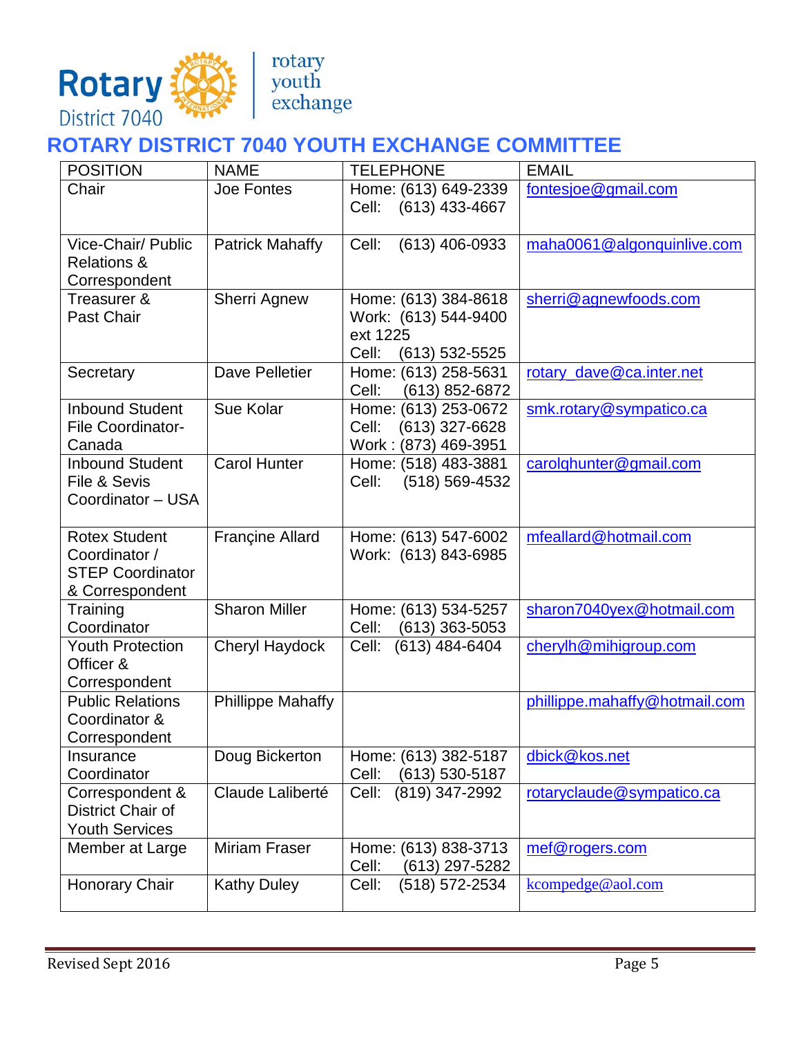Rotary District 7040 | rotary youth exchange

# ROTARY DISTRICT 7040 YOUTH EXCHANGE COMMITTEE

| POSITION | NAME | TELEPHONE | EMAIL |
|---|---|---|---|
| Chair | Joe Fontes | Home: (613) 649-2339<br>Cell: (613) 433-4667 | fontesjoe@gmail.com |
| Vice-Chair/ Public Relations & Correspondent | Patrick Mahaffy | Cell: (613) 406-0933 | maha0061@algonquinlive.com |
| Treasurer & Past Chair | Sherri Agnew | Home: (613) 384-8618<br>Work: (613) 544-9400 ext 1225<br>Cell: (613) 532-5525 | sherri@agnewfoods.com |
| Secretary | Dave Pelletier | Home: (613) 258-5631<br>Cell: (613) 852-6872 | rotary_dave@ca.inter.net |
| Inbound Student File Coordinator- Canada | Sue Kolar | Home: (613) 253-0672<br>Cell: (613) 327-6628<br>Work : (873) 469-3951 | smk.rotary@sympatico.ca |
| Inbound Student File & Sevis Coordinator – USA | Carol Hunter | Home: (518) 483-3881<br>Cell: (518) 569-4532 | carolghunter@gmail.com |
| Rotex Student Coordinator / STEP Coordinator & Correspondent | Françine Allard | Home: (613) 547-6002<br>Work: (613) 843-6985 | mfeallard@hotmail.com |
| Training Coordinator | Sharon Miller | Home: (613) 534-5257<br>Cell: (613) 363-5053 | sharon7040yex@hotmail.com |
| Youth Protection Officer & Correspondent | Cheryl Haydock | Cell: (613) 484-6404 | cherylh@mihigroup.com |
| Public Relations Coordinator & Correspondent | Phillippe Mahaffy | | phillippe.mahaffy@hotmail.com |
| Insurance Coordinator | Doug Bickerton | Home: (613) 382-5187<br>Cell: (613) 530-5187 | dbick@kos.net |
| Correspondent & District Chair of Youth Services | Claude Laliberté | Cell: (819) 347-2992 | rotaryclaude@sympatico.ca |
| Member at Large | Miriam Fraser | Home: (613) 838-3713<br>Cell: (613) 297-5282 | mef@rogers.com |
| Honorary Chair | Kathy Duley | Cell: (518) 572-2534 | kcompedge@aol.com |

Revised Sept 2016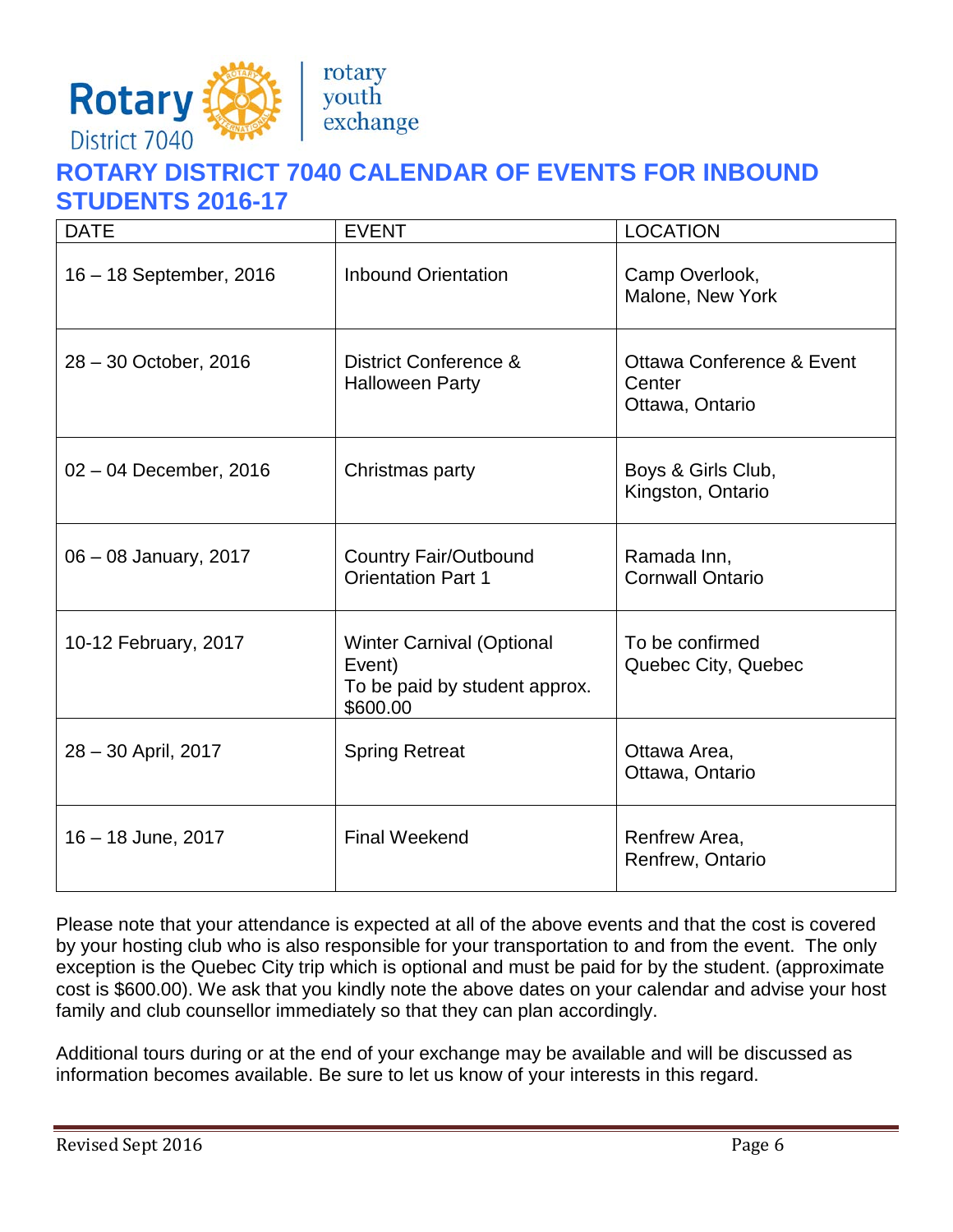Rotary District 7040 | rotary youth exchange

# ROTARY DISTRICT 7040 CALENDAR OF EVENTS FOR INBOUND STUDENTS 2016-17

| DATE | EVENT | LOCATION |
|---|---|---|
| 16 – 18 September, 2016 | Inbound Orientation | Camp Overlook, Malone, New York |
| 28 – 30 October, 2016 | District Conference & Halloween Party | Ottawa Conference & Event Center Ottawa, Ontario |
| 02 – 04 December, 2016 | Christmas party | Boys & Girls Club, Kingston, Ontario |
| 06 – 08 January, 2017 | Country Fair/Outbound Orientation Part 1 | Ramada Inn, Cornwall Ontario |
| 10-12 February, 2017 | Winter Carnival (Optional Event) To be paid by student approx. $600.00 | To be confirmed Quebec City, Quebec |
| 28 – 30 April, 2017 | Spring Retreat | Ottawa Area, Ottawa, Ontario |
| 16 – 18 June, 2017 | Final Weekend | Renfrew Area, Renfrew, Ontario |

Please note that your attendance is expected at all of the above events and that the cost is covered by your hosting club who is also responsible for your transportation to and from the event. The only exception is the Quebec City trip which is optional and must be paid for by the student. (approximate cost is $600.00). We ask that you kindly note the above dates on your calendar and advise your host family and club counsellor immediately so that they can plan accordingly.

Additional tours during or at the end of your exchange may be available and will be discussed as information becomes available. Be sure to let us know of your interests in this regard.

Revised Sept 2016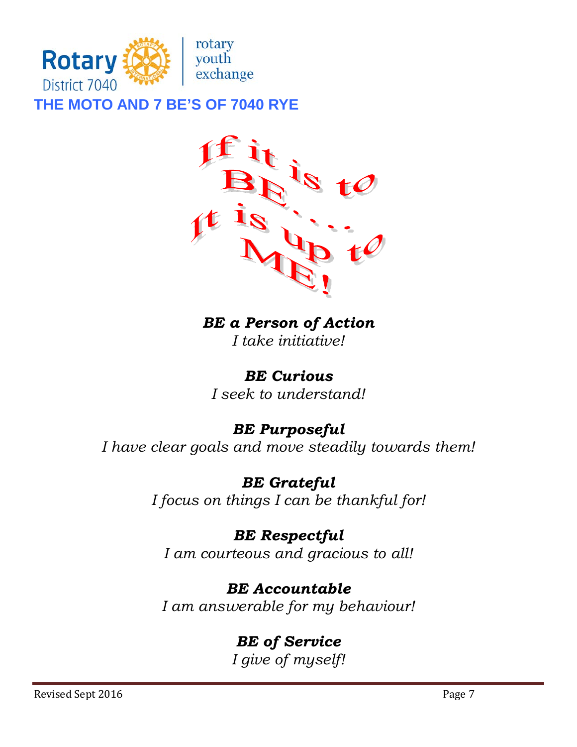Rotary District 7040 | rotary youth exchange

# THE MOTO AND 7 BE'S OF 7040 RYE

If it is to BE… It is up to ME!

***BE a Person of Action***
*I take initiative!*

***BE Curious***
*I seek to understand!*

***BE Purposeful***
*I have clear goals and move steadily towards them!*

***BE Grateful***
*I focus on things I can be thankful for!*

***BE Respectful***
*I am courteous and gracious to all!*

***BE Accountable***
*I am answerable for my behaviour!*

***BE of Service***
*I give of myself!*

Revised Sept 2016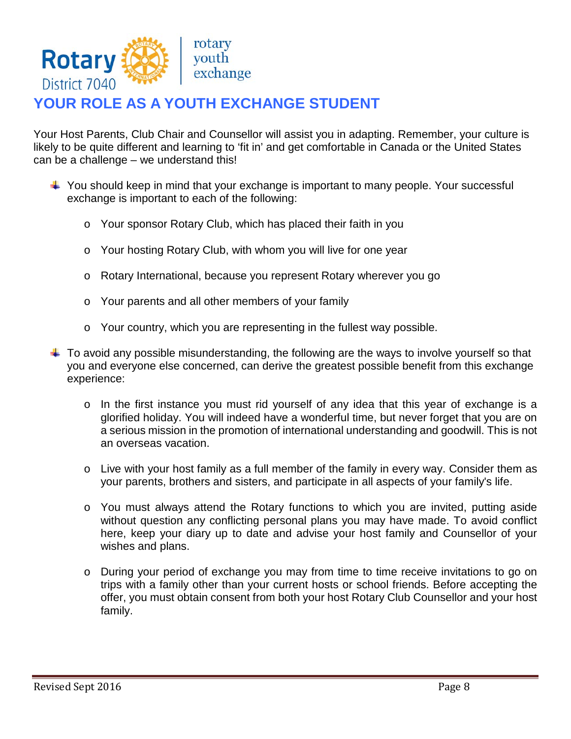# YOUR ROLE AS A YOUTH EXCHANGE STUDENT

Your Host Parents, Club Chair and Counsellor will assist you in adapting. Remember, your culture is likely to be quite different and learning to 'fit in' and get comfortable in Canada or the United States can be a challenge – we understand this!

- You should keep in mind that your exchange is important to many people. Your successful exchange is important to each of the following:
  - Your sponsor Rotary Club, which has placed their faith in you
  - Your hosting Rotary Club, with whom you will live for one year
  - Rotary International, because you represent Rotary wherever you go
  - Your parents and all other members of your family
  - Your country, which you are representing in the fullest way possible.
- To avoid any possible misunderstanding, the following are the ways to involve yourself so that you and everyone else concerned, can derive the greatest possible benefit from this exchange experience:
  - In the first instance you must rid yourself of any idea that this year of exchange is a glorified holiday. You will indeed have a wonderful time, but never forget that you are on a serious mission in the promotion of international understanding and goodwill. This is not an overseas vacation.
  - Live with your host family as a full member of the family in every way. Consider them as your parents, brothers and sisters, and participate in all aspects of your family's life.
  - You must always attend the Rotary functions to which you are invited, putting aside without question any conflicting personal plans you may have made. To avoid conflict here, keep your diary up to date and advise your host family and Counsellor of your wishes and plans.
  - During your period of exchange you may from time to time receive invitations to go on trips with a family other than your current hosts or school friends. Before accepting the offer, you must obtain consent from both your host Rotary Club Counsellor and your host family.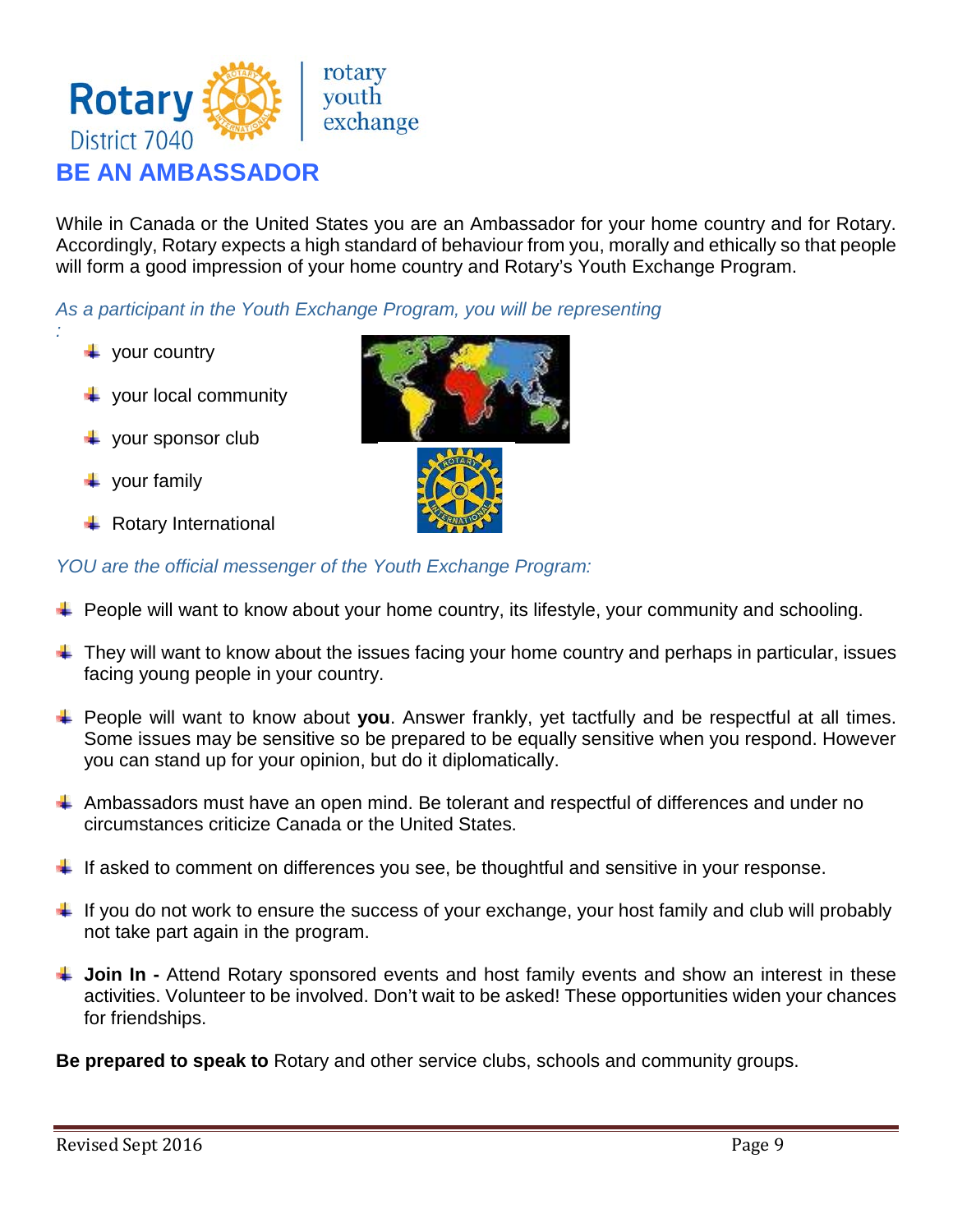# BE AN AMBASSADOR

While in Canada or the United States you are an Ambassador for your home country and for Rotary. Accordingly, Rotary expects a high standard of behaviour from you, morally and ethically so that people will form a good impression of your home country and Rotary's Youth Exchange Program.

*As a participant in the Youth Exchange Program, you will be representing :*

- your country
- your local community
- your sponsor club
- your family
- Rotary International

*YOU are the official messenger of the Youth Exchange Program:*

- People will want to know about your home country, its lifestyle, your community and schooling.
- They will want to know about the issues facing your home country and perhaps in particular, issues facing young people in your country.
- People will want to know about **you**. Answer frankly, yet tactfully and be respectful at all times. Some issues may be sensitive so be prepared to be equally sensitive when you respond. However you can stand up for your opinion, but do it diplomatically.
- Ambassadors must have an open mind. Be tolerant and respectful of differences and under no circumstances criticize Canada or the United States.
- If asked to comment on differences you see, be thoughtful and sensitive in your response.
- If you do not work to ensure the success of your exchange, your host family and club will probably not take part again in the program.
- **Join In -** Attend Rotary sponsored events and host family events and show an interest in these activities. Volunteer to be involved. Don't wait to be asked! These opportunities widen your chances for friendships.

**Be prepared to speak to** Rotary and other service clubs, schools and community groups.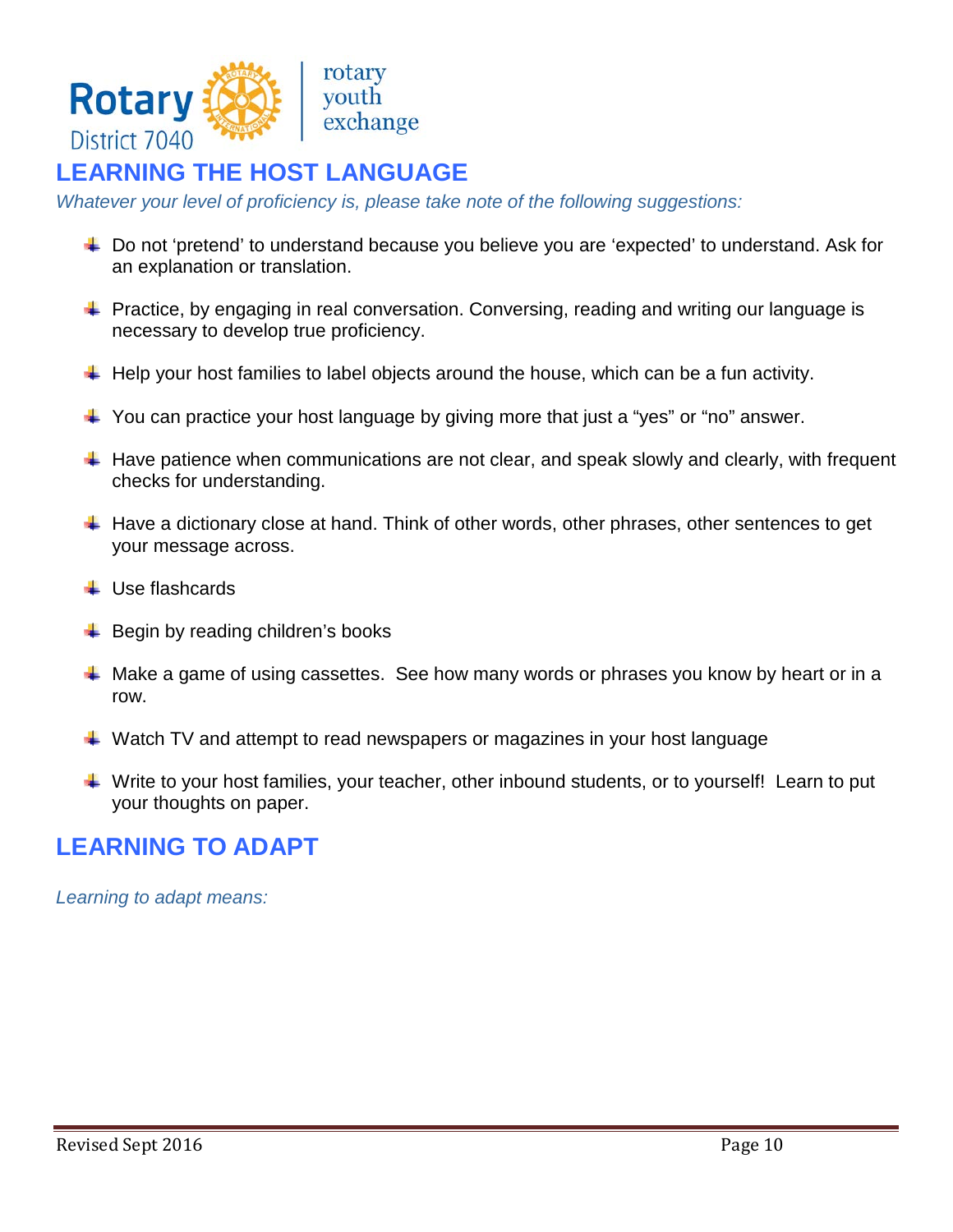## LEARNING THE HOST LANGUAGE

*Whatever your level of proficiency is, please take note of the following suggestions:*

- Do not ‘pretend’ to understand because you believe you are ‘expected’ to understand. Ask for an explanation or translation.
- Practice, by engaging in real conversation. Conversing, reading and writing our language is necessary to develop true proficiency.
- Help your host families to label objects around the house, which can be a fun activity.
- You can practice your host language by giving more that just a “yes” or “no” answer.
- Have patience when communications are not clear, and speak slowly and clearly, with frequent checks for understanding.
- Have a dictionary close at hand. Think of other words, other phrases, other sentences to get your message across.
- Use flashcards
- Begin by reading children’s books
- Make a game of using cassettes. See how many words or phrases you know by heart or in a row.
- Watch TV and attempt to read newspapers or magazines in your host language
- Write to your host families, your teacher, other inbound students, or to yourself! Learn to put your thoughts on paper.

## LEARNING TO ADAPT

*Learning to adapt means:*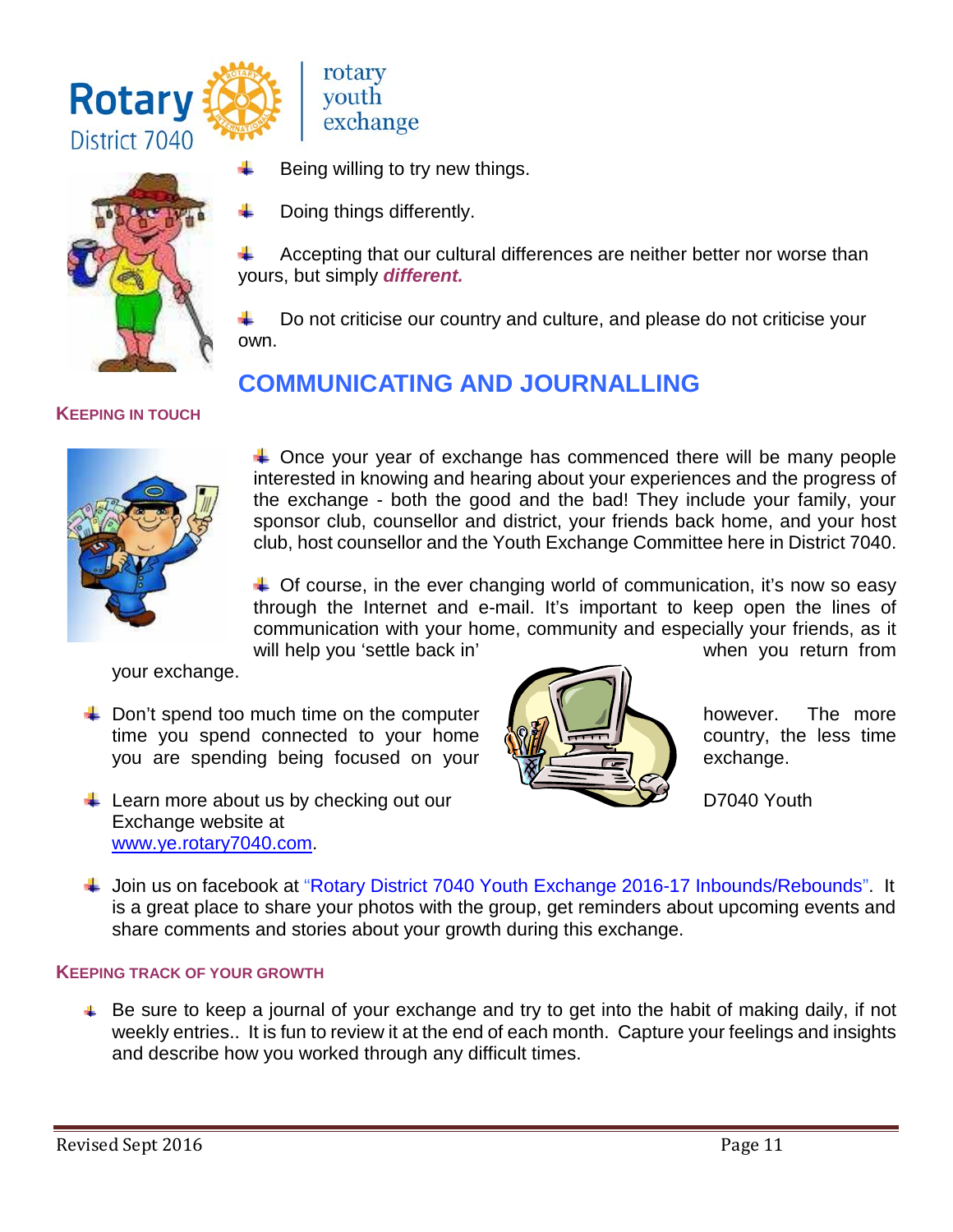- Being willing to try new things.
- Doing things differently.
- Accepting that our cultural differences are neither better nor worse than yours, but simply ***different.***
- Do not criticise our country and culture, and please do not criticise your own.

## COMMUNICATING AND JOURNALLING

### KEEPING IN TOUCH

- Once your year of exchange has commenced there will be many people interested in knowing and hearing about your experiences and the progress of the exchange - both the good and the bad! They include your family, your sponsor club, counsellor and district, your friends back home, and your host club, host counsellor and the Youth Exchange Committee here in District 7040.
- Of course, in the ever changing world of communication, it's now so easy through the Internet and e-mail. It's important to keep open the lines of communication with your home, community and especially your friends, as it will help you 'settle back in' when you return from your exchange.
- Don't spend too much time on the computer however. The more time you spend connected to your home country, the less time you are spending being focused on your exchange.
- Learn more about us by checking out our D7040 Youth Exchange website at www.ye.rotary7040.com.
- Join us on facebook at "Rotary District 7040 Youth Exchange 2016-17 Inbounds/Rebounds". It is a great place to share your photos with the group, get reminders about upcoming events and share comments and stories about your growth during this exchange.

### KEEPING TRACK OF YOUR GROWTH

- Be sure to keep a journal of your exchange and try to get into the habit of making daily, if not weekly entries.. It is fun to review it at the end of each month. Capture your feelings and insights and describe how you worked through any difficult times.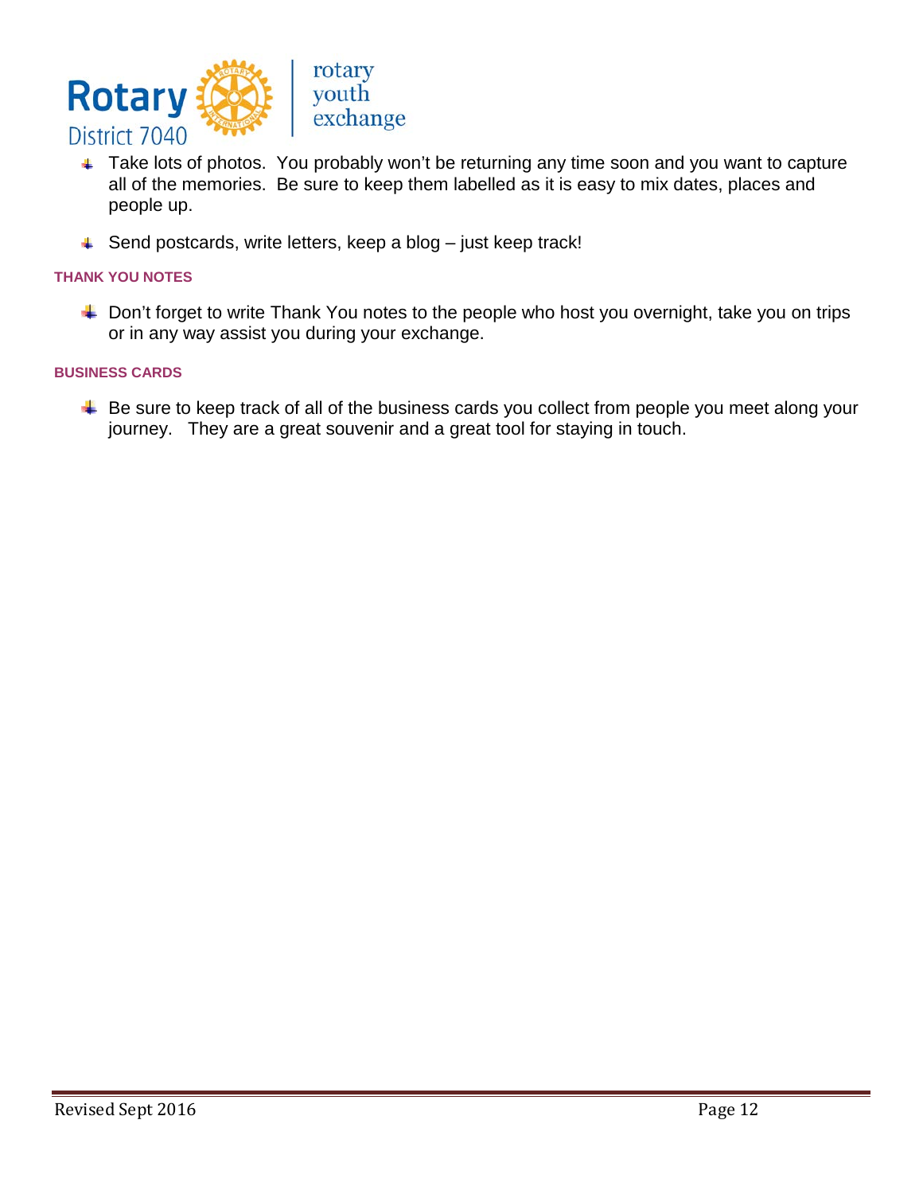- Take lots of photos.  You probably won't be returning any time soon and you want to capture all of the memories.  Be sure to keep them labelled as it is easy to mix dates, places and people up.

- Send postcards, write letters, keep a blog – just keep track!

### THANK YOU NOTES

- Don't forget to write Thank You notes to the people who host you overnight, take you on trips or in any way assist you during your exchange.

### BUSINESS CARDS

- Be sure to keep track of all of the business cards you collect from people you meet along your journey.   They are a great souvenir and a great tool for staying in touch.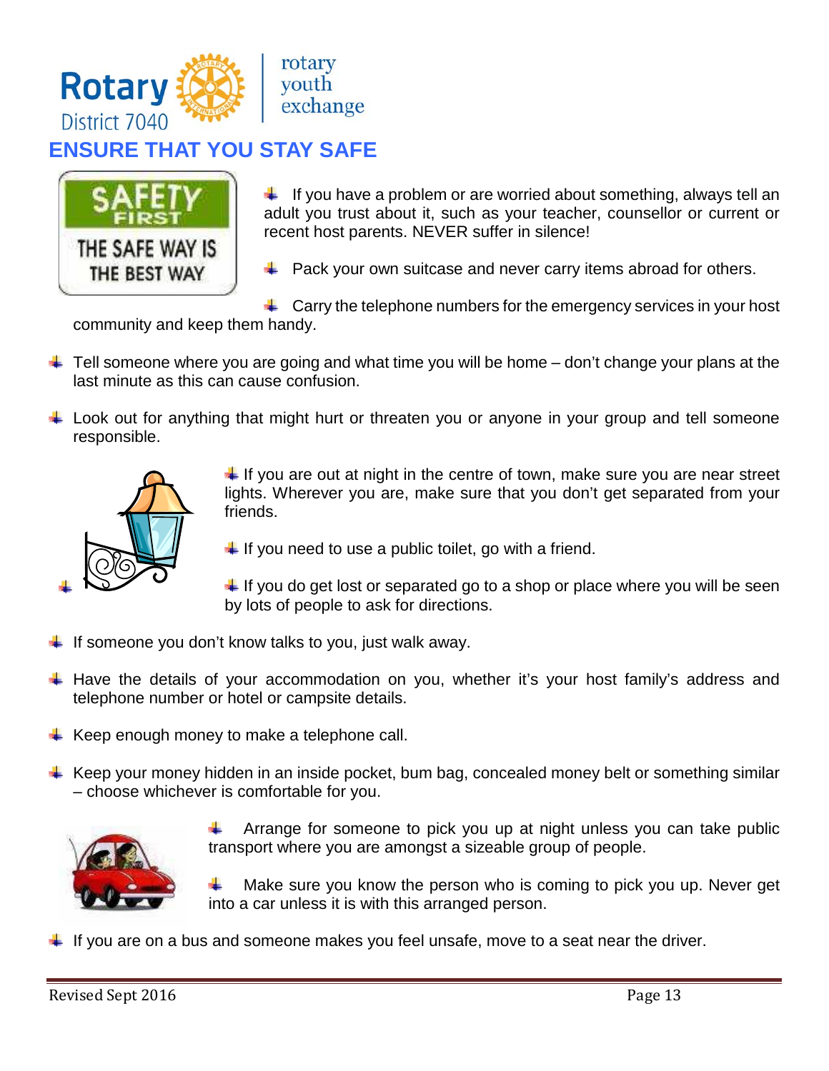# ENSURE THAT YOU STAY SAFE

SAFETY FIRST

THE SAFE WAY IS THE BEST WAY

- If you have a problem or are worried about something, always tell an adult you trust about it, such as your teacher, counsellor or current or recent host parents. NEVER suffer in silence!
- Pack your own suitcase and never carry items abroad for others.
- Carry the telephone numbers for the emergency services in your host community and keep them handy.
- Tell someone where you are going and what time you will be home – don't change your plans at the last minute as this can cause confusion.
- Look out for anything that might hurt or threaten you or anyone in your group and tell someone responsible.
- If you are out at night in the centre of town, make sure you are near street lights. Wherever you are, make sure that you don't get separated from your friends.
- If you need to use a public toilet, go with a friend.
- If you do get lost or separated go to a shop or place where you will be seen by lots of people to ask for directions.
- If someone you don't know talks to you, just walk away.
- Have the details of your accommodation on you, whether it's your host family's address and telephone number or hotel or campsite details.
- Keep enough money to make a telephone call.
- Keep your money hidden in an inside pocket, bum bag, concealed money belt or something similar – choose whichever is comfortable for you.
- Arrange for someone to pick you up at night unless you can take public transport where you are amongst a sizeable group of people.
- Make sure you know the person who is coming to pick you up. Never get into a car unless it is with this arranged person.
- If you are on a bus and someone makes you feel unsafe, move to a seat near the driver.

Revised Sept 2016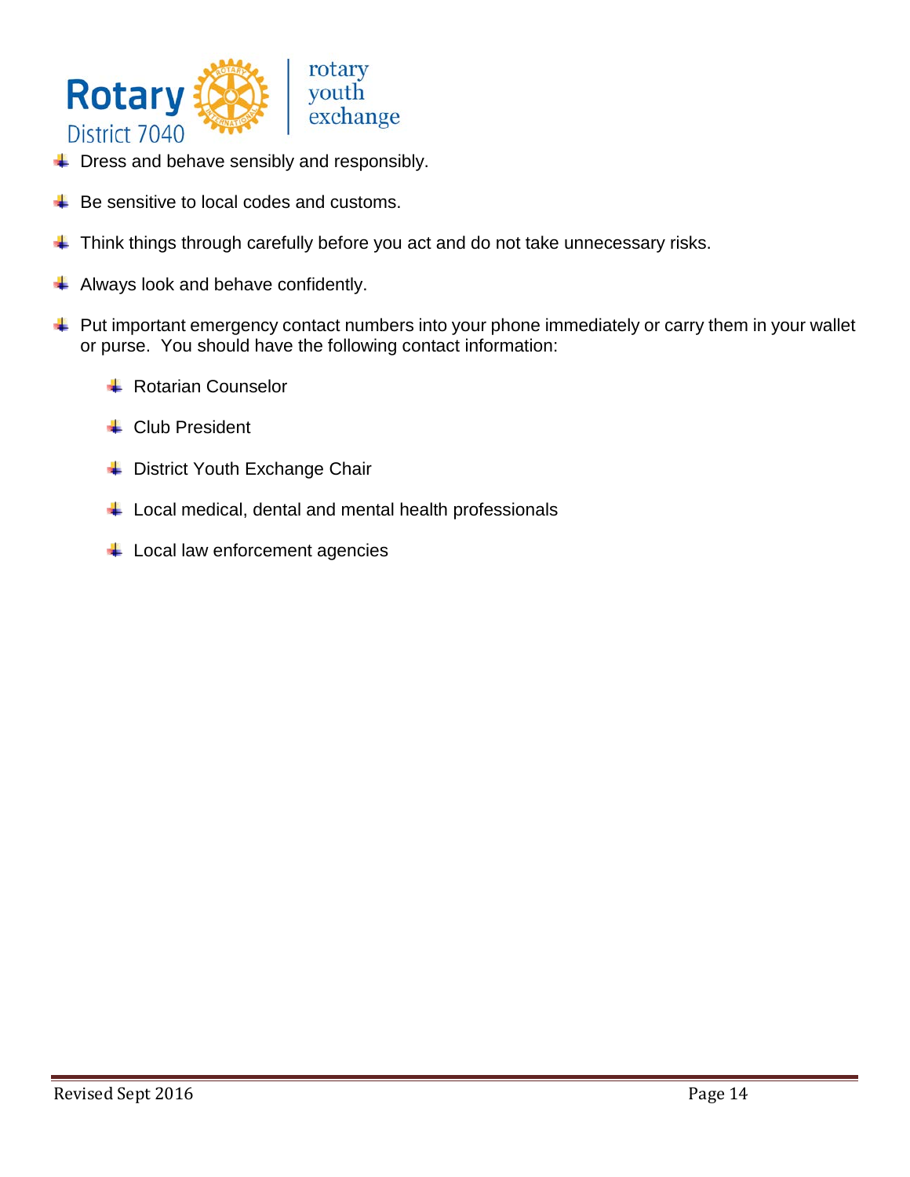- Dress and behave sensibly and responsibly.
- Be sensitive to local codes and customs.
- Think things through carefully before you act and do not take unnecessary risks.
- Always look and behave confidently.
- Put important emergency contact numbers into your phone immediately or carry them in your wallet or purse. You should have the following contact information:
  - Rotarian Counselor
  - Club President
  - District Youth Exchange Chair
  - Local medical, dental and mental health professionals
  - Local law enforcement agencies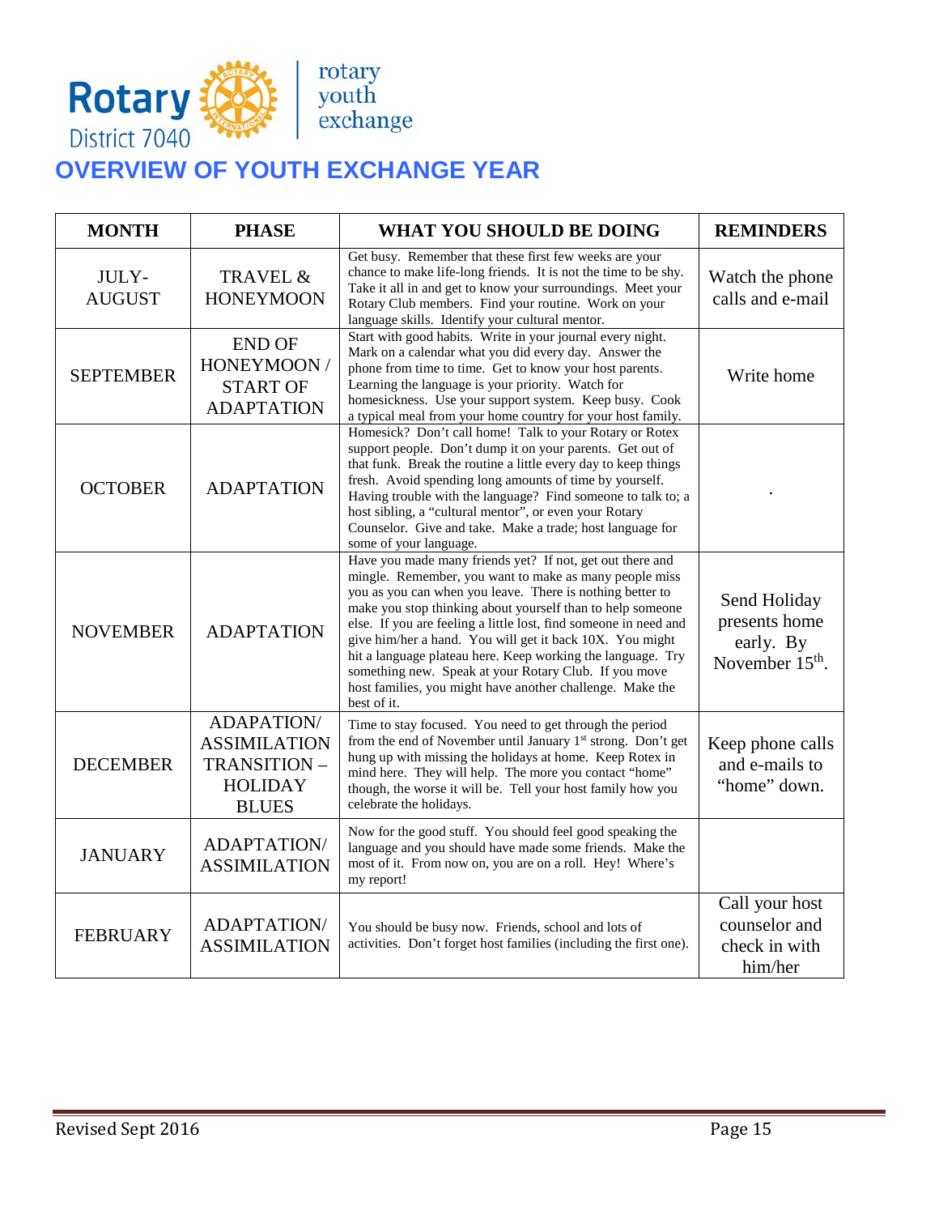Rotary District 7040 | rotary youth exchange

# OVERVIEW OF YOUTH EXCHANGE YEAR

| MONTH | PHASE | WHAT YOU SHOULD BE DOING | REMINDERS |
|---|---|---|---|
| JULY-AUGUST | TRAVEL & HONEYMOON | Get busy. Remember that these first few weeks are your chance to make life-long friends. It is not the time to be shy. Take it all in and get to know your surroundings. Meet your Rotary Club members. Find your routine. Work on your language skills. Identify your cultural mentor. | Watch the phone calls and e-mail |
| SEPTEMBER | END OF HONEYMOON / START OF ADAPTATION | Start with good habits. Write in your journal every night. Mark on a calendar what you did every day. Answer the phone from time to time. Get to know your host parents. Learning the language is your priority. Watch for homesickness. Use your support system. Keep busy. Cook a typical meal from your home country for your host family. | Write home |
| OCTOBER | ADAPTATION | Homesick? Don't call home! Talk to your Rotary or Rotex support people. Don't dump it on your parents. Get out of that funk. Break the routine a little every day to keep things fresh. Avoid spending long amounts of time by yourself. Having trouble with the language? Find someone to talk to; a host sibling, a "cultural mentor", or even your Rotary Counselor. Give and take. Make a trade; host language for some of your language. | . |
| NOVEMBER | ADAPTATION | Have you made many friends yet? If not, get out there and mingle. Remember, you want to make as many people miss you as you can when you leave. There is nothing better to make you stop thinking about yourself than to help someone else. If you are feeling a little lost, find someone in need and give him/her a hand. You will get it back 10X. You might hit a language plateau here. Keep working the language. Try something new. Speak at your Rotary Club. If you move host families, you might have another challenge. Make the best of it. | Send Holiday presents home early. By November 15th. |
| DECEMBER | ADAPATION/ ASSIMILATION TRANSITION – HOLIDAY BLUES | Time to stay focused. You need to get through the period from the end of November until January 1st strong. Don't get hung up with missing the holidays at home. Keep Rotex in mind here. They will help. The more you contact "home" though, the worse it will be. Tell your host family how you celebrate the holidays. | Keep phone calls and e-mails to "home" down. |
| JANUARY | ADAPTATION/ ASSIMILATION | Now for the good stuff. You should feel good speaking the language and you should have made some friends. Make the most of it. From now on, you are on a roll. Hey! Where's my report! | |
| FEBRUARY | ADAPTATION/ ASSIMILATION | You should be busy now. Friends, school and lots of activities. Don't forget host families (including the first one). | Call your host counselor and check in with him/her |

Revised Sept 2016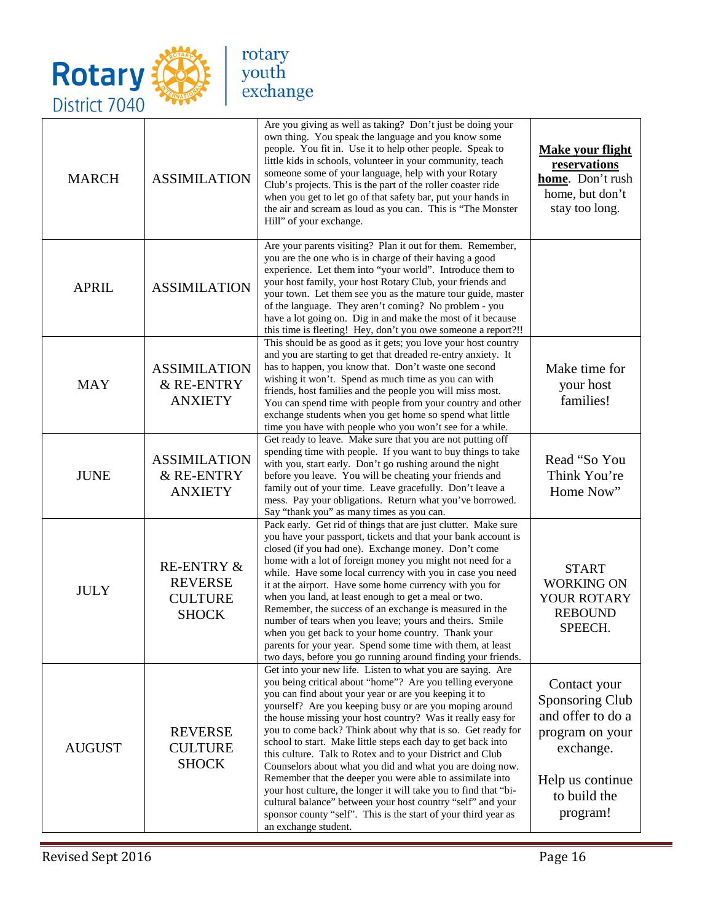| MARCH | ASSIMILATION | Are you giving as well as taking? Don't just be doing your own thing. You speak the language and you know some people. You fit in. Use it to help other people. Speak to little kids in schools, volunteer in your community, teach someone some of your language, help with your Rotary Club's projects. This is the part of the roller coaster ride when you get to let go of that safety bar, put your hands in the air and scream as loud as you can. This is "The Monster Hill" of your exchange. | **Make your flight reservations home**. Don't rush home, but don't stay too long. |
|---|---|---|---|
| APRIL | ASSIMILATION | Are your parents visiting? Plan it out for them. Remember, you are the one who is in charge of their having a good experience. Let them into "your world". Introduce them to your host family, your host Rotary Club, your friends and your town. Let them see you as the mature tour guide, master of the language. They aren't coming? No problem - you have a lot going on. Dig in and make the most of it because this time is fleeting! Hey, don't you owe someone a report?!! | |
| MAY | ASSIMILATION & RE-ENTRY ANXIETY | This should be as good as it gets; you love your host country and you are starting to get that dreaded re-entry anxiety. It has to happen, you know that. Don't waste one second wishing it won't. Spend as much time as you can with friends, host families and the people you will miss most. You can spend time with people from your country and other exchange students when you get home so spend what little time you have with people who you won't see for a while. | Make time for your host families! |
| JUNE | ASSIMILATION & RE-ENTRY ANXIETY | Get ready to leave. Make sure that you are not putting off spending time with people. If you want to buy things to take with you, start early. Don't go rushing around the night before you leave. You will be cheating your friends and family out of your time. Leave gracefully. Don't leave a mess. Pay your obligations. Return what you've borrowed. Say "thank you" as many times as you can. | Read "So You Think You're Home Now" |
| JULY | RE-ENTRY & REVERSE CULTURE SHOCK | Pack early. Get rid of things that are just clutter. Make sure you have your passport, tickets and that your bank account is closed (if you had one). Exchange money. Don't come home with a lot of foreign money you might not need for a while. Have some local currency with you in case you need it at the airport. Have some home currency with you for when you land, at least enough to get a meal or two. Remember, the success of an exchange is measured in the number of tears when you leave; yours and theirs. Smile when you get back to your home country. Thank your parents for your year. Spend some time with them, at least two days, before you go running around finding your friends. | START WORKING ON YOUR ROTARY REBOUND SPEECH. |
| AUGUST | REVERSE CULTURE SHOCK | Get into your new life. Listen to what you are saying. Are you being critical about "home"? Are you telling everyone you can find about your year or are you keeping it to yourself? Are you keeping busy or are you moping around the house missing your host country? Was it really easy for you to come back? Think about why that is so. Get ready for school to start. Make little steps each day to get back into this culture. Talk to Rotex and to your District and Club Counselors about what you did and what you are doing now. Remember that the deeper you were able to assimilate into your host culture, the longer it will take you to find that "bi-cultural balance" between your host country "self" and your sponsor county "self". This is the start of your third year as an exchange student. | Contact your Sponsoring Club and offer to do a program on your exchange. Help us continue to build the program! |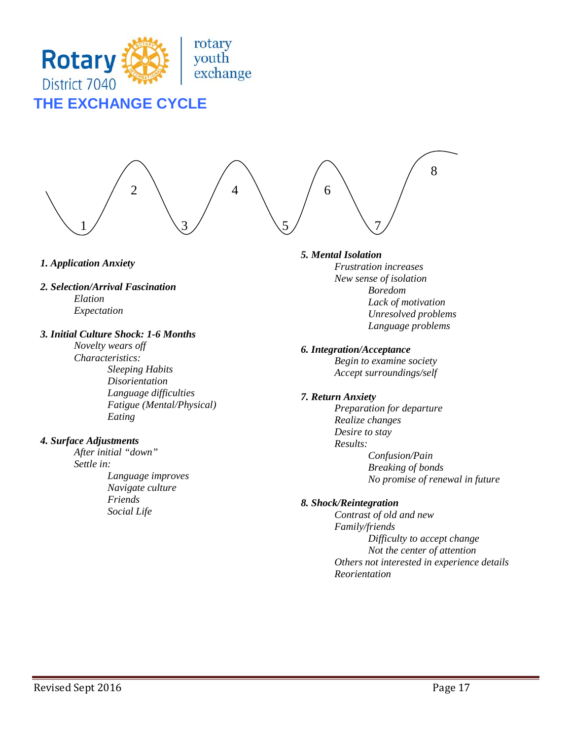Rotary District 7040 | rotary youth exchange

# THE EXCHANGE CYCLE

1 2 3 4 5 6 7 8

***1. Application Anxiety***

***2. Selection/Arrival Fascination***

- *Elation*
- *Expectation*

***3. Initial Culture Shock: 1-6 Months***

- *Novelty wears off*
- *Characteristics:*
  - *Sleeping Habits*
  - *Disorientation*
  - *Language difficulties*
  - *Fatigue (Mental/Physical)*
  - *Eating*

***4. Surface Adjustments***

- *After initial "down"*
- *Settle in:*
  - *Language improves*
  - *Navigate culture*
  - *Friends*
  - *Social Life*

***5. Mental Isolation***

- *Frustration increases*
- *New sense of isolation*
  - *Boredom*
  - *Lack of motivation*
  - *Unresolved problems*
  - *Language problems*

***6. Integration/Acceptance***

- *Begin to examine society*
- *Accept surroundings/self*

***7. Return Anxiety***

- *Preparation for departure*
- *Realize changes*
- *Desire to stay*
- *Results:*
  - *Confusion/Pain*
  - *Breaking of bonds*
  - *No promise of renewal in future*

***8. Shock/Reintegration***

- *Contrast of old and new*
- *Family/friends*
  - *Difficulty to accept change*
  - *Not the center of attention*
- *Others not interested in experience details*
- *Reorientation*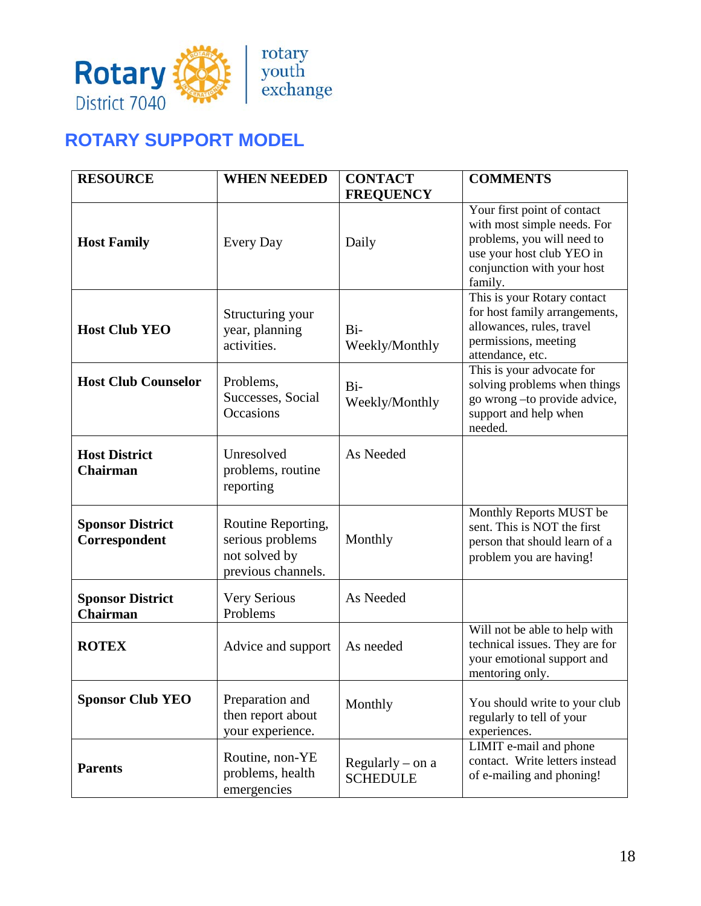## ROTARY SUPPORT MODEL

| RESOURCE | WHEN NEEDED | CONTACT FREQUENCY | COMMENTS |
|---|---|---|---|
| **Host Family** | Every Day | Daily | Your first point of contact with most simple needs. For problems, you will need to use your host club YEO in conjunction with your host family. |
| **Host Club YEO** | Structuring your year, planning activities. | Bi-Weekly/Monthly | This is your Rotary contact for host family arrangements, allowances, rules, travel permissions, meeting attendance, etc. |
| **Host Club Counselor** | Problems, Successes, Social Occasions | Bi-Weekly/Monthly | This is your advocate for solving problems when things go wrong –to provide advice, support and help when needed. |
| **Host District Chairman** | Unresolved problems, routine reporting | As Needed | |
| **Sponsor District Correspondent** | Routine Reporting, serious problems not solved by previous channels. | Monthly | Monthly Reports MUST be sent. This is NOT the first person that should learn of a problem you are having! |
| **Sponsor District Chairman** | Very Serious Problems | As Needed | |
| **ROTEX** | Advice and support | As needed | Will not be able to help with technical issues. They are for your emotional support and mentoring only. |
| **Sponsor Club YEO** | Preparation and then report about your experience. | Monthly | You should write to your club regularly to tell of your experiences. |
| **Parents** | Routine, non-YE problems, health emergencies | Regularly – on a SCHEDULE | LIMIT e-mail and phone contact. Write letters instead of e-mailing and phoning! |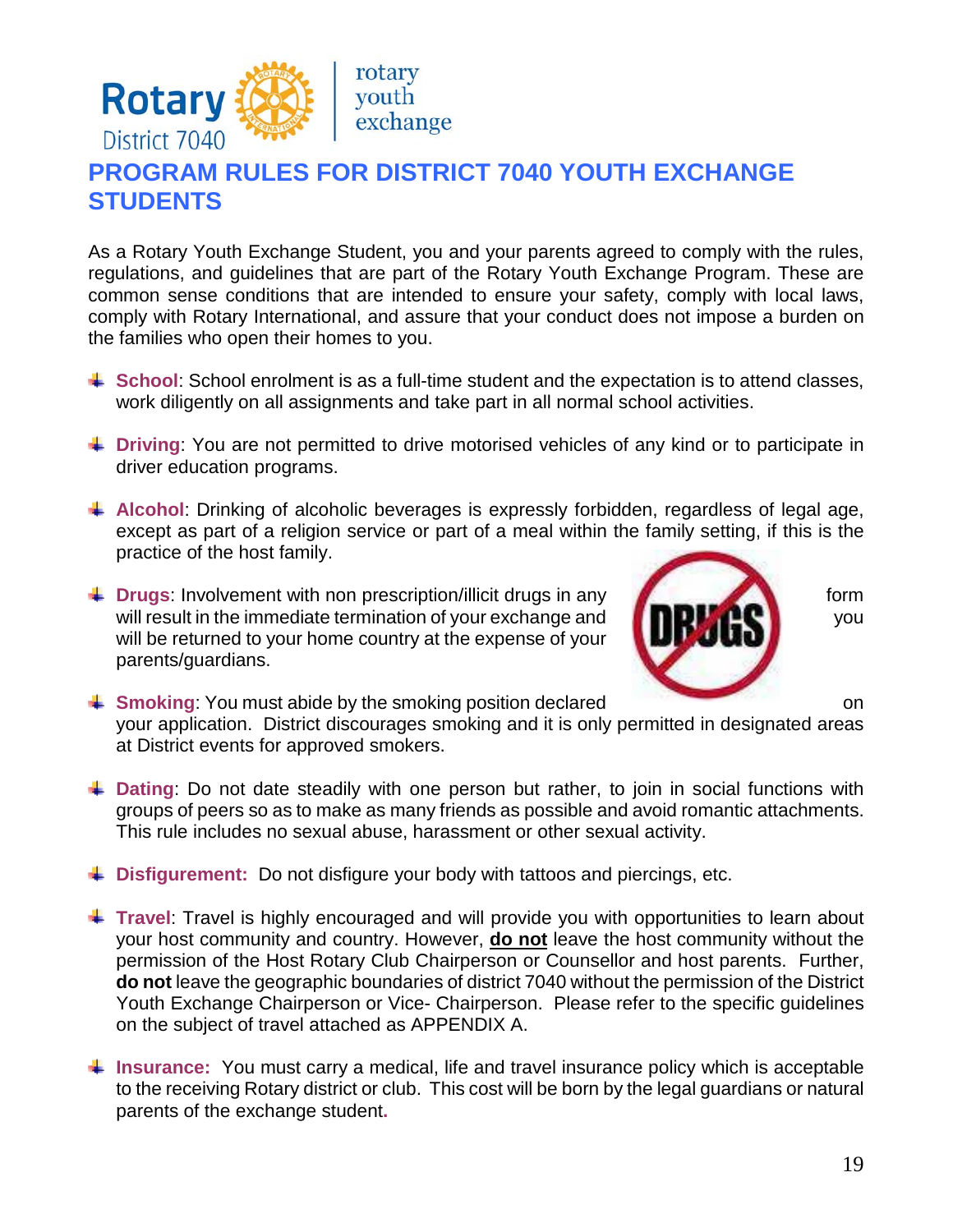# PROGRAM RULES FOR DISTRICT 7040 YOUTH EXCHANGE STUDENTS

As a Rotary Youth Exchange Student, you and your parents agreed to comply with the rules, regulations, and guidelines that are part of the Rotary Youth Exchange Program. These are common sense conditions that are intended to ensure your safety, comply with local laws, comply with Rotary International, and assure that your conduct does not impose a burden on the families who open their homes to you.

- **School**: School enrolment is as a full-time student and the expectation is to attend classes, work diligently on all assignments and take part in all normal school activities.

- **Driving**: You are not permitted to drive motorised vehicles of any kind or to participate in driver education programs.

- **Alcohol**: Drinking of alcoholic beverages is expressly forbidden, regardless of legal age, except as part of a religion service or part of a meal within the family setting, if this is the practice of the host family.

- **Drugs**: Involvement with non prescription/illicit drugs in any form will result in the immediate termination of your exchange and you will be returned to your home country at the expense of your parents/guardians.

- **Smoking**: You must abide by the smoking position declared on your application. District discourages smoking and it is only permitted in designated areas at District events for approved smokers.

- **Dating**: Do not date steadily with one person but rather, to join in social functions with groups of peers so as to make as many friends as possible and avoid romantic attachments. This rule includes no sexual abuse, harassment or other sexual activity.

- **Disfigurement:** Do not disfigure your body with tattoos and piercings, etc.

- **Travel**: Travel is highly encouraged and will provide you with opportunities to learn about your host community and country. However, **do not** leave the host community without the permission of the Host Rotary Club Chairperson or Counsellor and host parents. Further, **do not** leave the geographic boundaries of district 7040 without the permission of the District Youth Exchange Chairperson or Vice- Chairperson. Please refer to the specific guidelines on the subject of travel attached as APPENDIX A.

- **Insurance:** You must carry a medical, life and travel insurance policy which is acceptable to the receiving Rotary district or club. This cost will be born by the legal guardians or natural parents of the exchange student.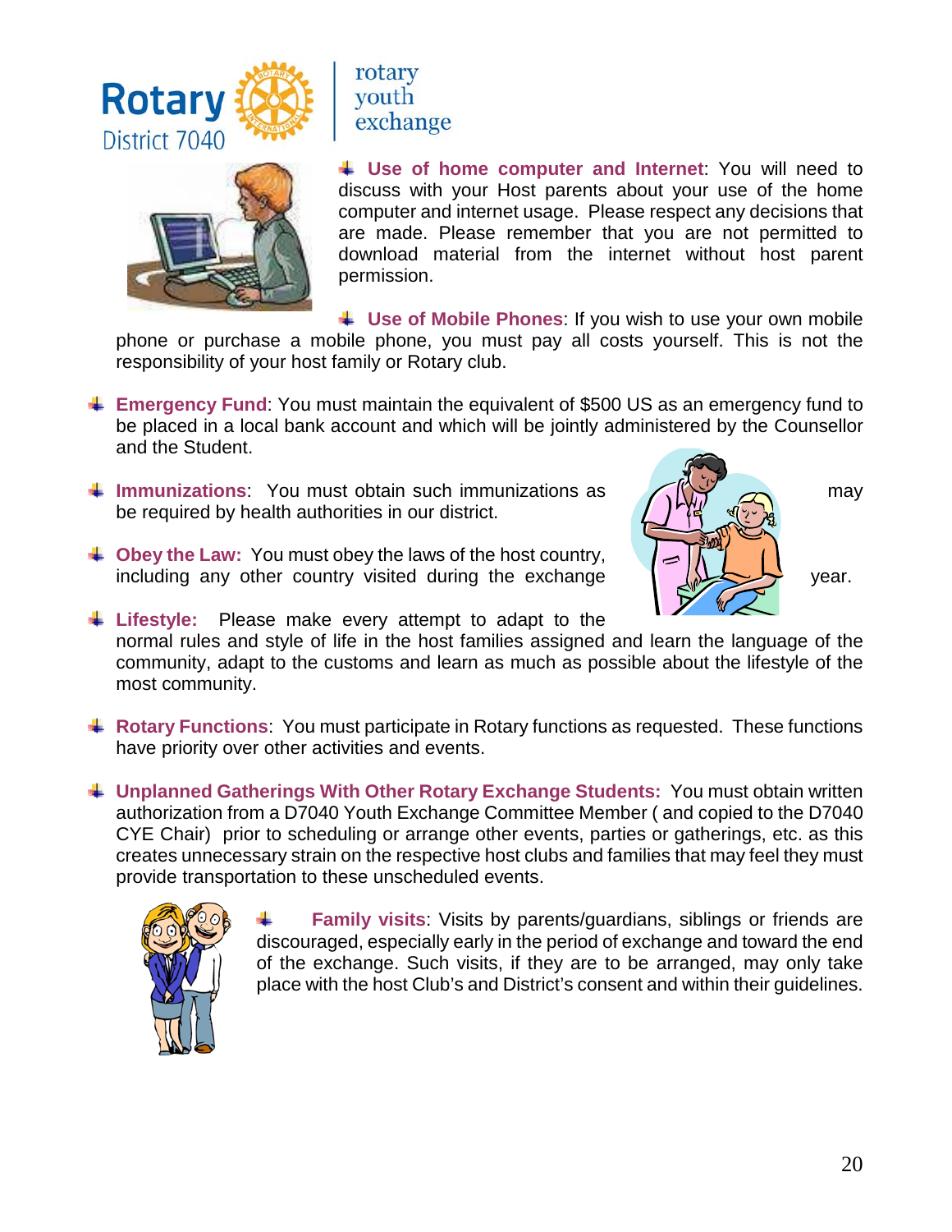- **Use of home computer and Internet**: You will need to discuss with your Host parents about your use of the home computer and internet usage. Please respect any decisions that are made. Please remember that you are not permitted to download material from the internet without host parent permission.

- **Use of Mobile Phones**: If you wish to use your own mobile phone or purchase a mobile phone, you must pay all costs yourself. This is not the responsibility of your host family or Rotary club.

- **Emergency Fund**: You must maintain the equivalent of $500 US as an emergency fund to be placed in a local bank account and which will be jointly administered by the Counsellor and the Student.

- **Immunizations**: You must obtain such immunizations as may be required by health authorities in our district.

- **Obey the Law:** You must obey the laws of the host country, including any other country visited during the exchange year.

- **Lifestyle:** Please make every attempt to adapt to the normal rules and style of life in the host families assigned and learn the language of the community, adapt to the customs and learn as much as possible about the lifestyle of the most community.

- **Rotary Functions**: You must participate in Rotary functions as requested. These functions have priority over other activities and events.

- **Unplanned Gatherings With Other Rotary Exchange Students:** You must obtain written authorization from a D7040 Youth Exchange Committee Member ( and copied to the D7040 CYE Chair) prior to scheduling or arrange other events, parties or gatherings, etc. as this creates unnecessary strain on the respective host clubs and families that may feel they must provide transportation to these unscheduled events.

- **Family visits**: Visits by parents/guardians, siblings or friends are discouraged, especially early in the period of exchange and toward the end of the exchange. Such visits, if they are to be arranged, may only take place with the host Club's and District's consent and within their guidelines.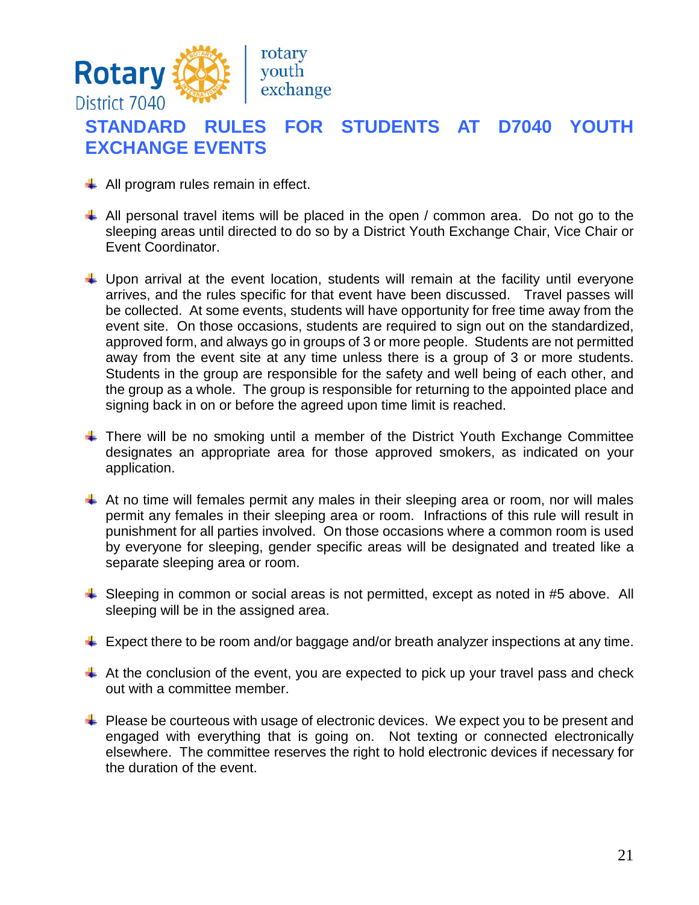Rotary District 7040 | rotary youth exchange

# STANDARD RULES FOR STUDENTS AT D7040 YOUTH EXCHANGE EVENTS

- All program rules remain in effect.

- All personal travel items will be placed in the open / common area. Do not go to the sleeping areas until directed to do so by a District Youth Exchange Chair, Vice Chair or Event Coordinator.

- Upon arrival at the event location, students will remain at the facility until everyone arrives, and the rules specific for that event have been discussed. Travel passes will be collected. At some events, students will have opportunity for free time away from the event site. On those occasions, students are required to sign out on the standardized, approved form, and always go in groups of 3 or more people. Students are not permitted away from the event site at any time unless there is a group of 3 or more students. Students in the group are responsible for the safety and well being of each other, and the group as a whole. The group is responsible for returning to the appointed place and signing back in on or before the agreed upon time limit is reached.

- There will be no smoking until a member of the District Youth Exchange Committee designates an appropriate area for those approved smokers, as indicated on your application.

- At no time will females permit any males in their sleeping area or room, nor will males permit any females in their sleeping area or room. Infractions of this rule will result in punishment for all parties involved. On those occasions where a common room is used by everyone for sleeping, gender specific areas will be designated and treated like a separate sleeping area or room.

- Sleeping in common or social areas is not permitted, except as noted in #5 above. All sleeping will be in the assigned area.

- Expect there to be room and/or baggage and/or breath analyzer inspections at any time.

- At the conclusion of the event, you are expected to pick up your travel pass and check out with a committee member.

- Please be courteous with usage of electronic devices. We expect you to be present and engaged with everything that is going on. Not texting or connected electronically elsewhere. The committee reserves the right to hold electronic devices if necessary for the duration of the event.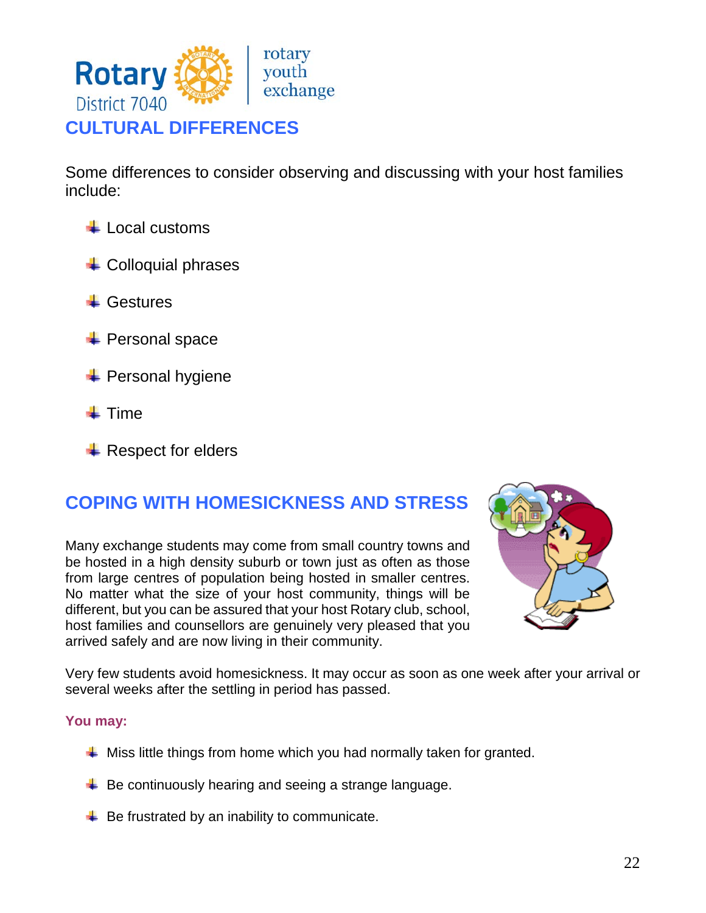## CULTURAL DIFFERENCES

Some differences to consider observing and discussing with your host families include:

- Local customs
- Colloquial phrases
- Gestures
- Personal space
- Personal hygiene
- Time
- Respect for elders

## COPING WITH HOMESICKNESS AND STRESS

Many exchange students may come from small country towns and be hosted in a high density suburb or town just as often as those from large centres of population being hosted in smaller centres. No matter what the size of your host community, things will be different, but you can be assured that your host Rotary club, school, host families and counsellors are genuinely very pleased that you arrived safely and are now living in their community.

Very few students avoid homesickness. It may occur as soon as one week after your arrival or several weeks after the settling in period has passed.

**You may:**

- Miss little things from home which you had normally taken for granted.
- Be continuously hearing and seeing a strange language.
- Be frustrated by an inability to communicate.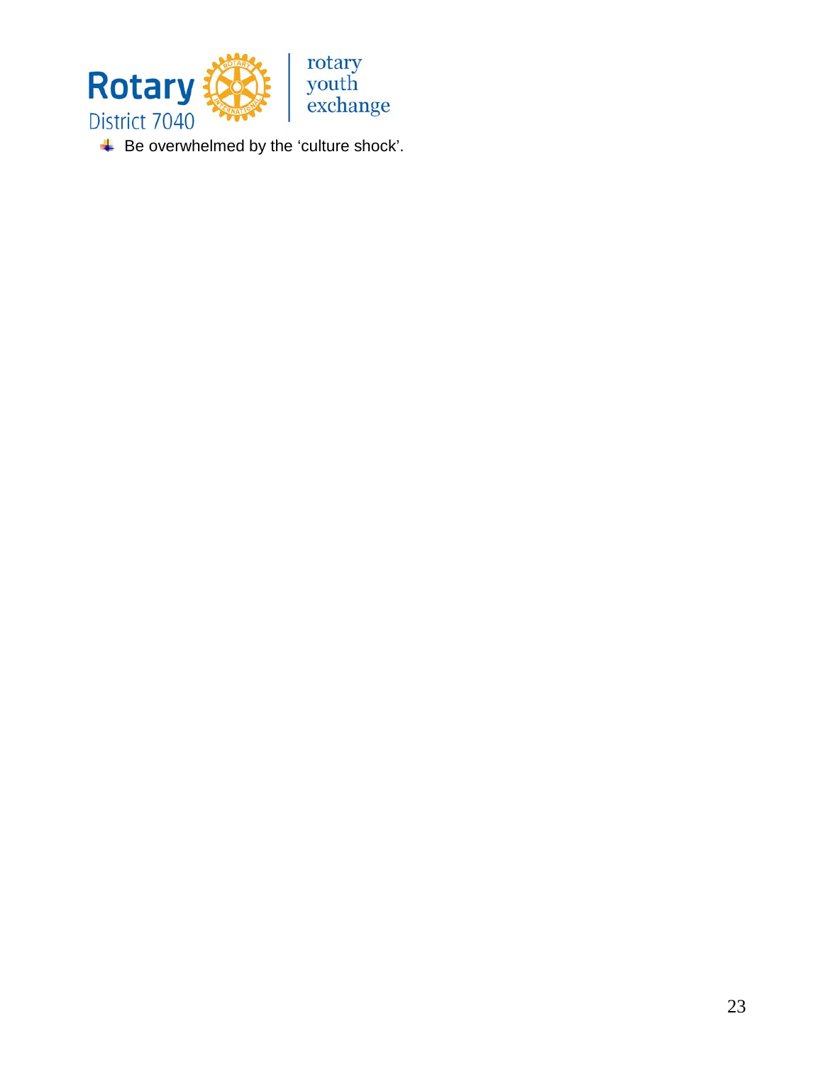- Be overwhelmed by the ‘culture shock’.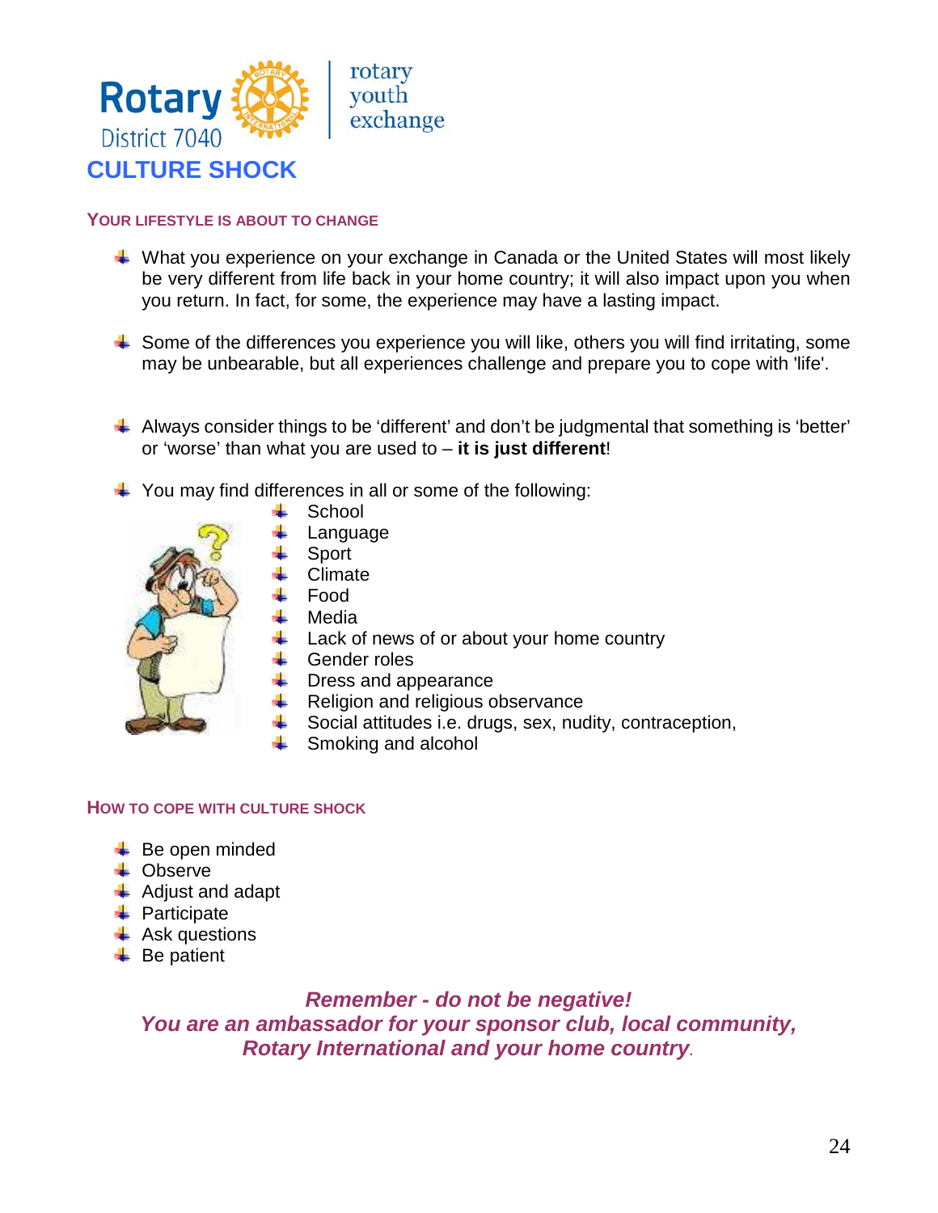Rotary District 7040 | rotary youth exchange

# CULTURE SHOCK

## YOUR LIFESTYLE IS ABOUT TO CHANGE

- What you experience on your exchange in Canada or the United States will most likely be very different from life back in your home country; it will also impact upon you when you return. In fact, for some, the experience may have a lasting impact.
- Some of the differences you experience you will like, others you will find irritating, some may be unbearable, but all experiences challenge and prepare you to cope with 'life'.
- Always consider things to be 'different' and don't be judgmental that something is 'better' or 'worse' than what you are used to – **it is just different**!
- You may find differences in all or some of the following:
  - School
  - Language
  - Sport
  - Climate
  - Food
  - Media
  - Lack of news of or about your home country
  - Gender roles
  - Dress and appearance
  - Religion and religious observance
  - Social attitudes i.e. drugs, sex, nudity, contraception,
  - Smoking and alcohol

## HOW TO COPE WITH CULTURE SHOCK

- Be open minded
- Observe
- Adjust and adapt
- Participate
- Ask questions
- Be patient

***Remember - do not be negative!***
***You are an ambassador for your sponsor club, local community, Rotary International and your home country.***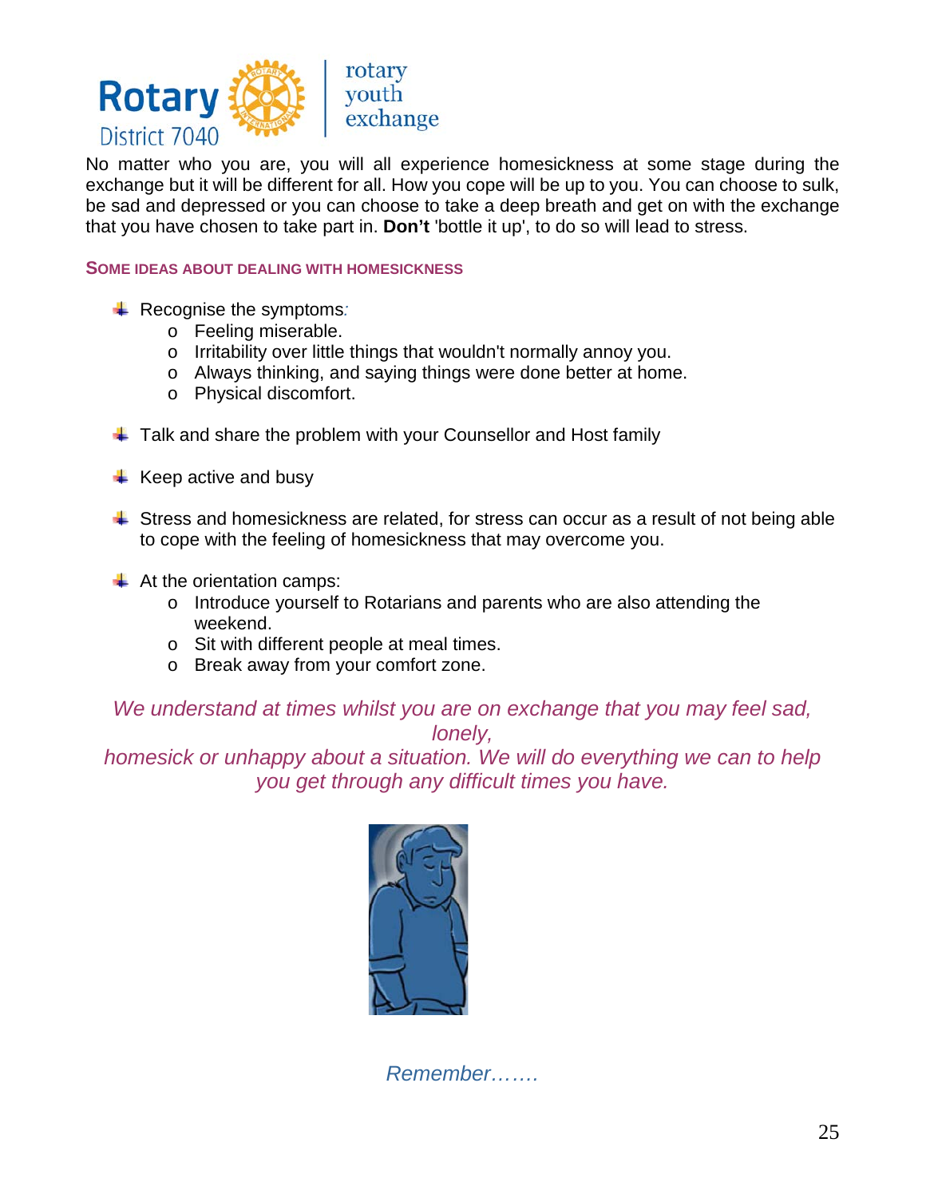No matter who you are, you will all experience homesickness at some stage during the exchange but it will be different for all. How you cope will be up to you. You can choose to sulk, be sad and depressed or you can choose to take a deep breath and get on with the exchange that you have chosen to take part in. **Don't** 'bottle it up', to do so will lead to stress.

### SOME IDEAS ABOUT DEALING WITH HOMESICKNESS

- Recognise the symptoms:
  - Feeling miserable.
  - Irritability over little things that wouldn't normally annoy you.
  - Always thinking, and saying things were done better at home.
  - Physical discomfort.

- Talk and share the problem with your Counsellor and Host family

- Keep active and busy

- Stress and homesickness are related, for stress can occur as a result of not being able to cope with the feeling of homesickness that may overcome you.

- At the orientation camps:
  - Introduce yourself to Rotarians and parents who are also attending the weekend.
  - Sit with different people at meal times.
  - Break away from your comfort zone.

*We understand at times whilst you are on exchange that you may feel sad, lonely, homesick or unhappy about a situation. We will do everything we can to help you get through any difficult times you have.*

*Remember…….*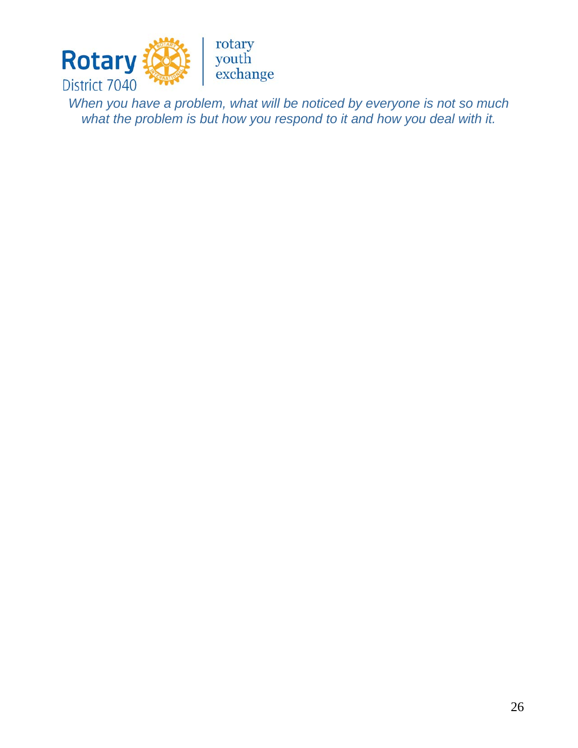*When you have a problem, what will be noticed by everyone is not so much what the problem is but how you respond to it and how you deal with it.*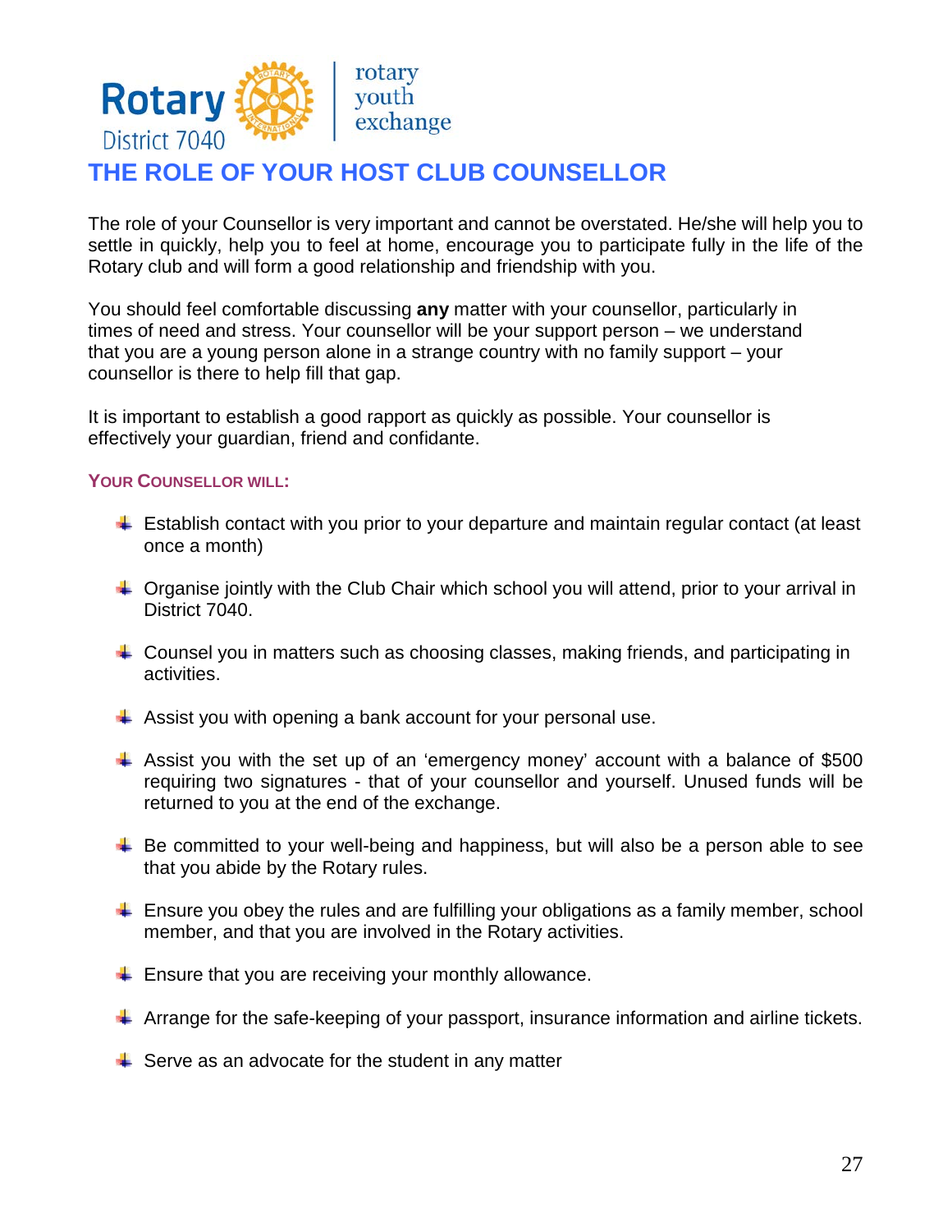# THE ROLE OF YOUR HOST CLUB COUNSELLOR

The role of your Counsellor is very important and cannot be overstated. He/she will help you to settle in quickly, help you to feel at home, encourage you to participate fully in the life of the Rotary club and will form a good relationship and friendship with you.

You should feel comfortable discussing **any** matter with your counsellor, particularly in times of need and stress. Your counsellor will be your support person – we understand that you are a young person alone in a strange country with no family support – your counsellor is there to help fill that gap.

It is important to establish a good rapport as quickly as possible. Your counsellor is effectively your guardian, friend and confidante.

### YOUR COUNSELLOR WILL:

- Establish contact with you prior to your departure and maintain regular contact (at least once a month)
- Organise jointly with the Club Chair which school you will attend, prior to your arrival in District 7040.
- Counsel you in matters such as choosing classes, making friends, and participating in activities.
- Assist you with opening a bank account for your personal use.
- Assist you with the set up of an 'emergency money' account with a balance of $500 requiring two signatures - that of your counsellor and yourself. Unused funds will be returned to you at the end of the exchange.
- Be committed to your well-being and happiness, but will also be a person able to see that you abide by the Rotary rules.
- Ensure you obey the rules and are fulfilling your obligations as a family member, school member, and that you are involved in the Rotary activities.
- Ensure that you are receiving your monthly allowance.
- Arrange for the safe-keeping of your passport, insurance information and airline tickets.
- Serve as an advocate for the student in any matter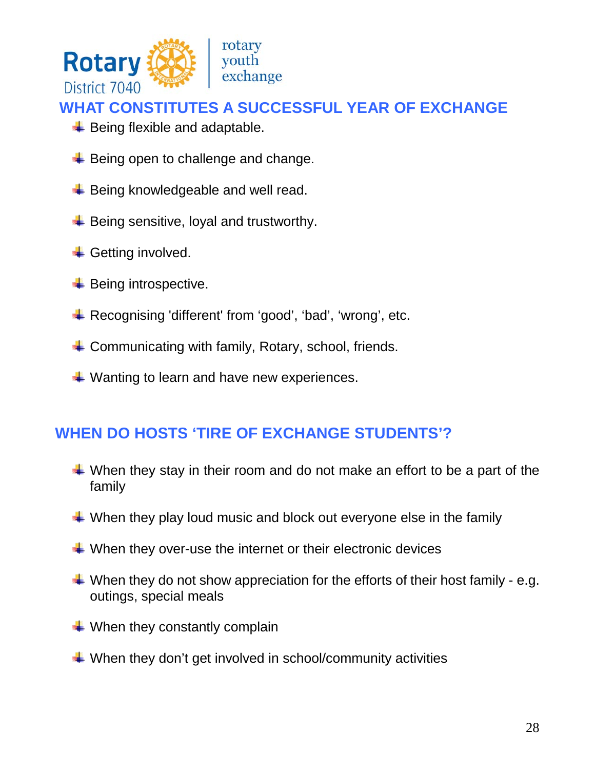## WHAT CONSTITUTES A SUCCESSFUL YEAR OF EXCHANGE

- Being flexible and adaptable.
- Being open to challenge and change.
- Being knowledgeable and well read.
- Being sensitive, loyal and trustworthy.
- Getting involved.
- Being introspective.
- Recognising 'different' from ‘good’, ‘bad’, ‘wrong’, etc.
- Communicating with family, Rotary, school, friends.
- Wanting to learn and have new experiences.

## WHEN DO HOSTS ‘TIRE OF EXCHANGE STUDENTS’?

- When they stay in their room and do not make an effort to be a part of the family
- When they play loud music and block out everyone else in the family
- When they over-use the internet or their electronic devices
- When they do not show appreciation for the efforts of their host family - e.g. outings, special meals
- When they constantly complain
- When they don’t get involved in school/community activities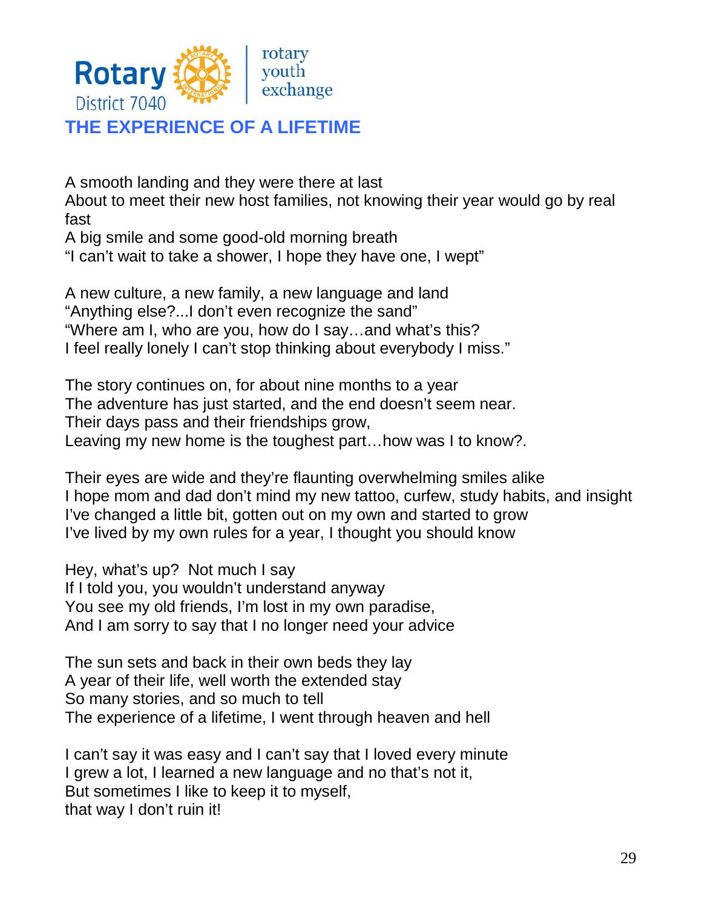Rotary District 7040 | rotary youth exchange

# THE EXPERIENCE OF A LIFETIME

A smooth landing and they were there at last
About to meet their new host families, not knowing their year would go by real fast
A big smile and some good-old morning breath
"I can't wait to take a shower, I hope they have one, I wept"

A new culture, a new family, a new language and land
"Anything else?...I don't even recognize the sand"
"Where am I, who are you, how do I say…and what's this?
I feel really lonely I can't stop thinking about everybody I miss."

The story continues on, for about nine months to a year
The adventure has just started, and the end doesn't seem near.
Their days pass and their friendships grow,
Leaving my new home is the toughest part…how was I to know?.

Their eyes are wide and they're flaunting overwhelming smiles alike
I hope mom and dad don't mind my new tattoo, curfew, study habits, and insight
I've changed a little bit, gotten out on my own and started to grow
I've lived by my own rules for a year, I thought you should know

Hey, what's up? Not much I say
If I told you, you wouldn't understand anyway
You see my old friends, I'm lost in my own paradise,
And I am sorry to say that I no longer need your advice

The sun sets and back in their own beds they lay
A year of their life, well worth the extended stay
So many stories, and so much to tell
The experience of a lifetime, I went through heaven and hell

I can't say it was easy and I can't say that I loved every minute
I grew a lot, I learned a new language and no that's not it,
But sometimes I like to keep it to myself,
that way I don't ruin it!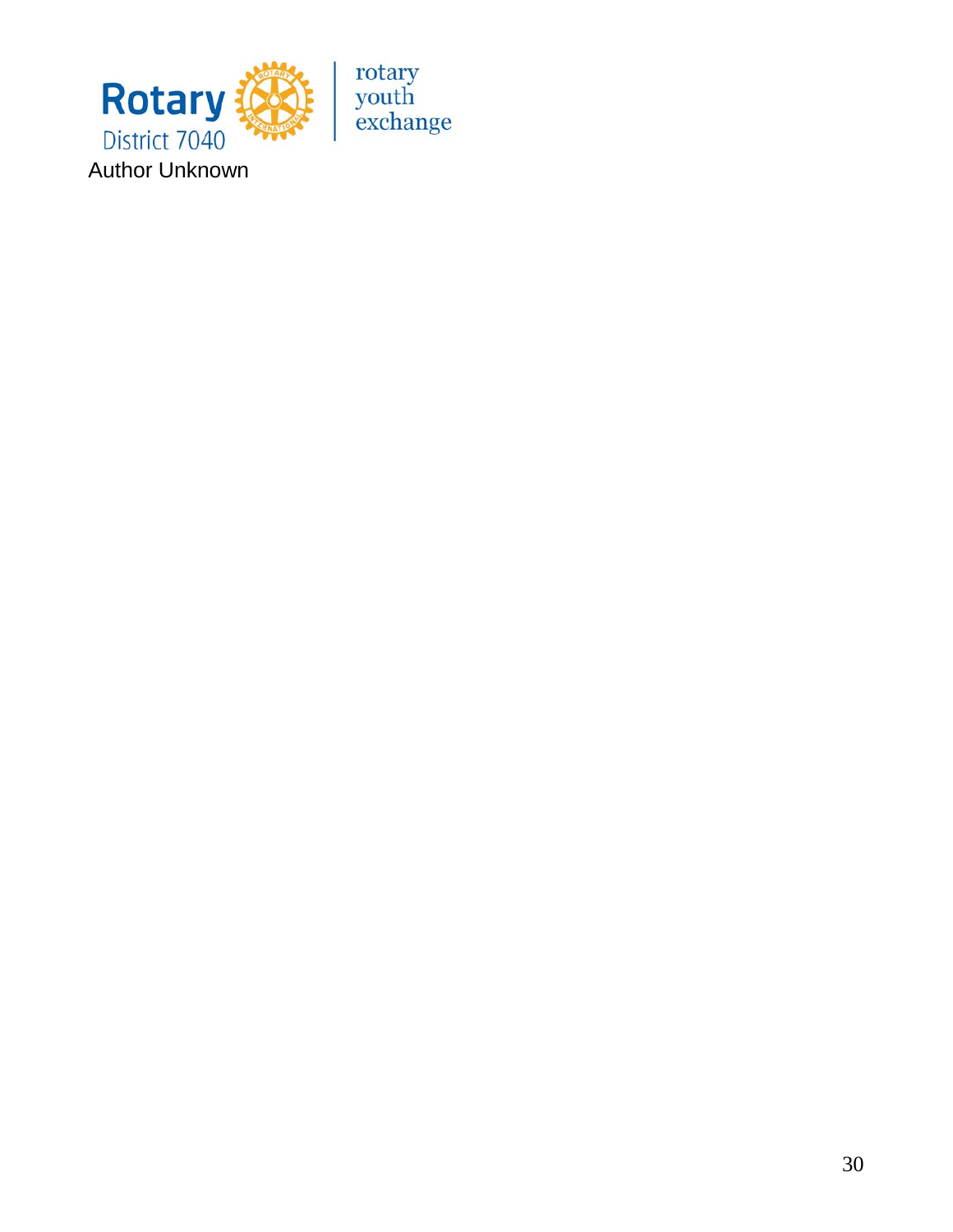Author Unknown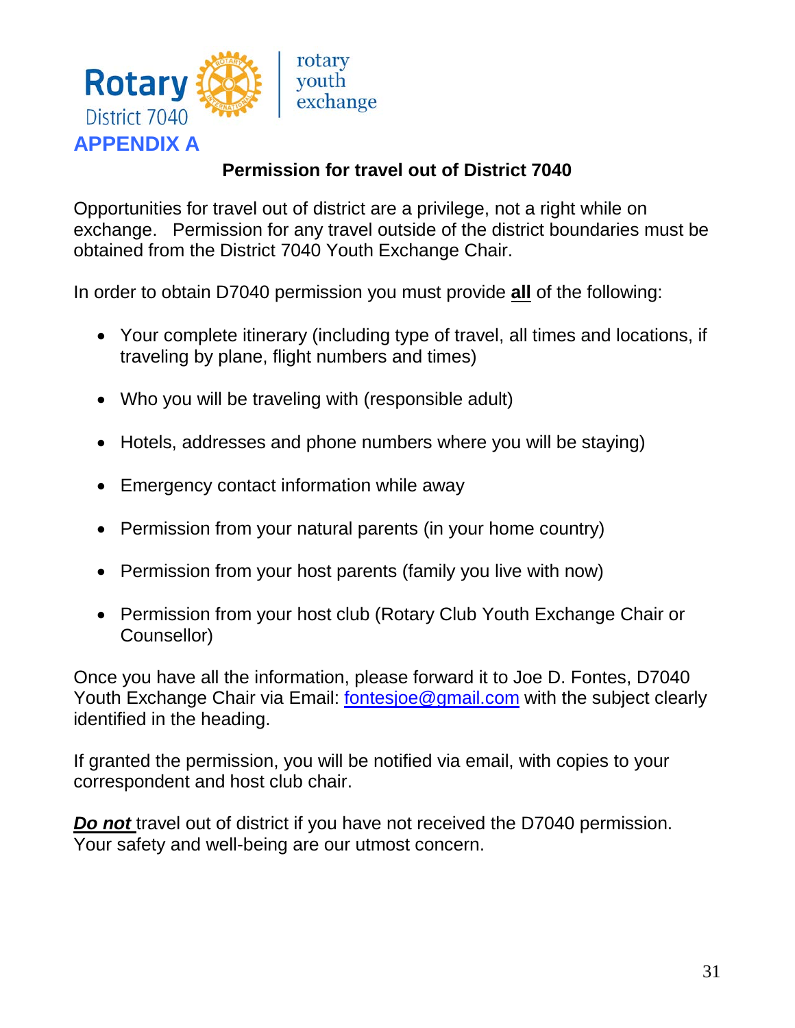Rotary District 7040 | rotary youth exchange

## APPENDIX A

### Permission for travel out of District 7040

Opportunities for travel out of district are a privilege, not a right while on exchange. Permission for any travel outside of the district boundaries must be obtained from the District 7040 Youth Exchange Chair.

In order to obtain D7040 permission you must provide **all** of the following:

- Your complete itinerary (including type of travel, all times and locations, if traveling by plane, flight numbers and times)
- Who you will be traveling with (responsible adult)
- Hotels, addresses and phone numbers where you will be staying)
- Emergency contact information while away
- Permission from your natural parents (in your home country)
- Permission from your host parents (family you live with now)
- Permission from your host club (Rotary Club Youth Exchange Chair or Counsellor)

Once you have all the information, please forward it to Joe D. Fontes, D7040 Youth Exchange Chair via Email: fontesjoe@gmail.com with the subject clearly identified in the heading.

If granted the permission, you will be notified via email, with copies to your correspondent and host club chair.

***Do not*** travel out of district if you have not received the D7040 permission. Your safety and well-being are our utmost concern.